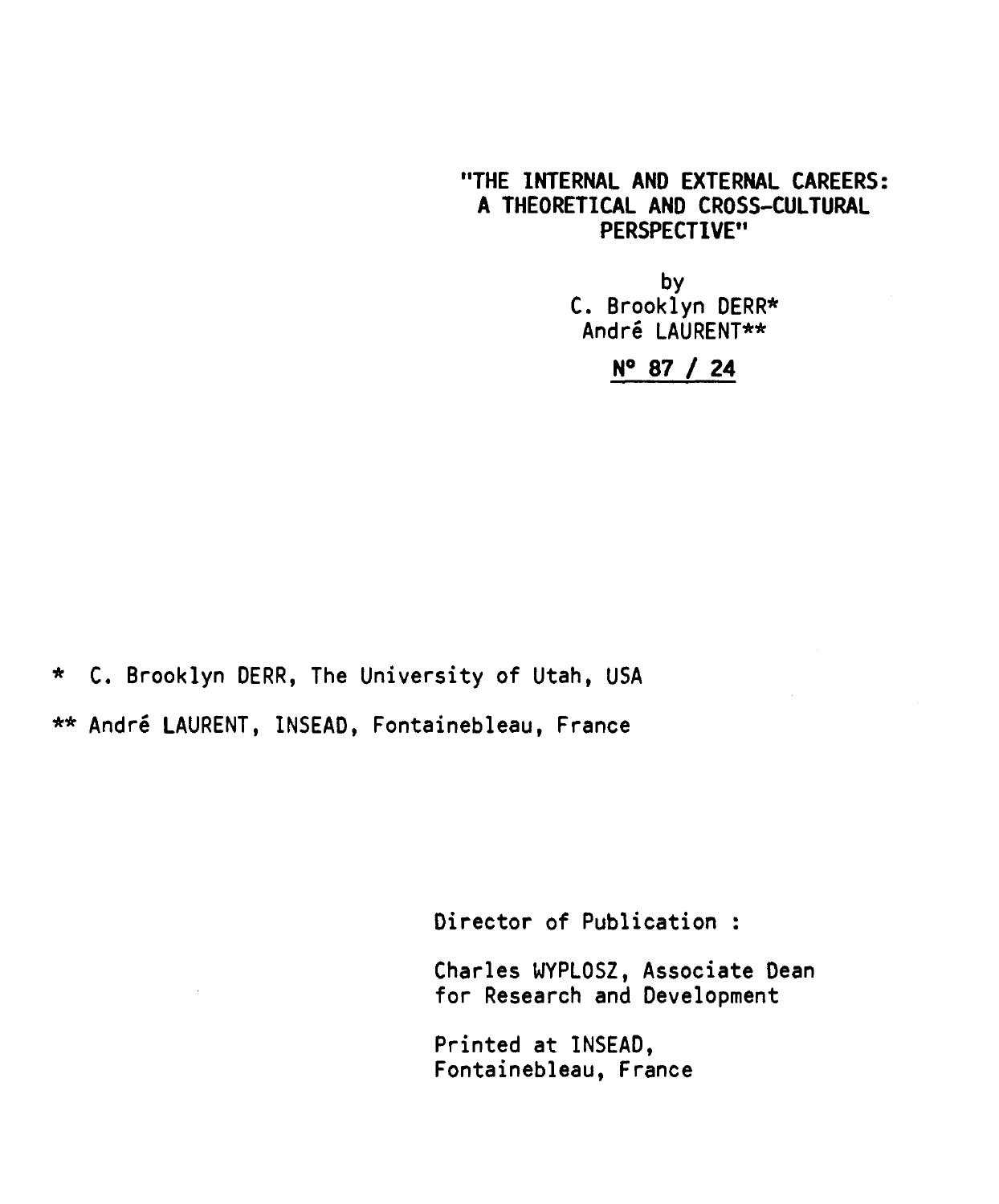# "THE INTERNAL AND EXTERNAL CAREERS: A THEORETICAL AND CROSS-CULTURAL PERSPECTIVE"

by
C. Brooklyn DERR*
André LAURENT**

N° 87 / 24

* C. Brooklyn DERR, The University of Utah, USA

** André LAURENT, INSEAD, Fontainebleau, France

Director of Publication :

Charles WYPLOSZ, Associate Dean for Research and Development

Printed at INSEAD, Fontainebleau, France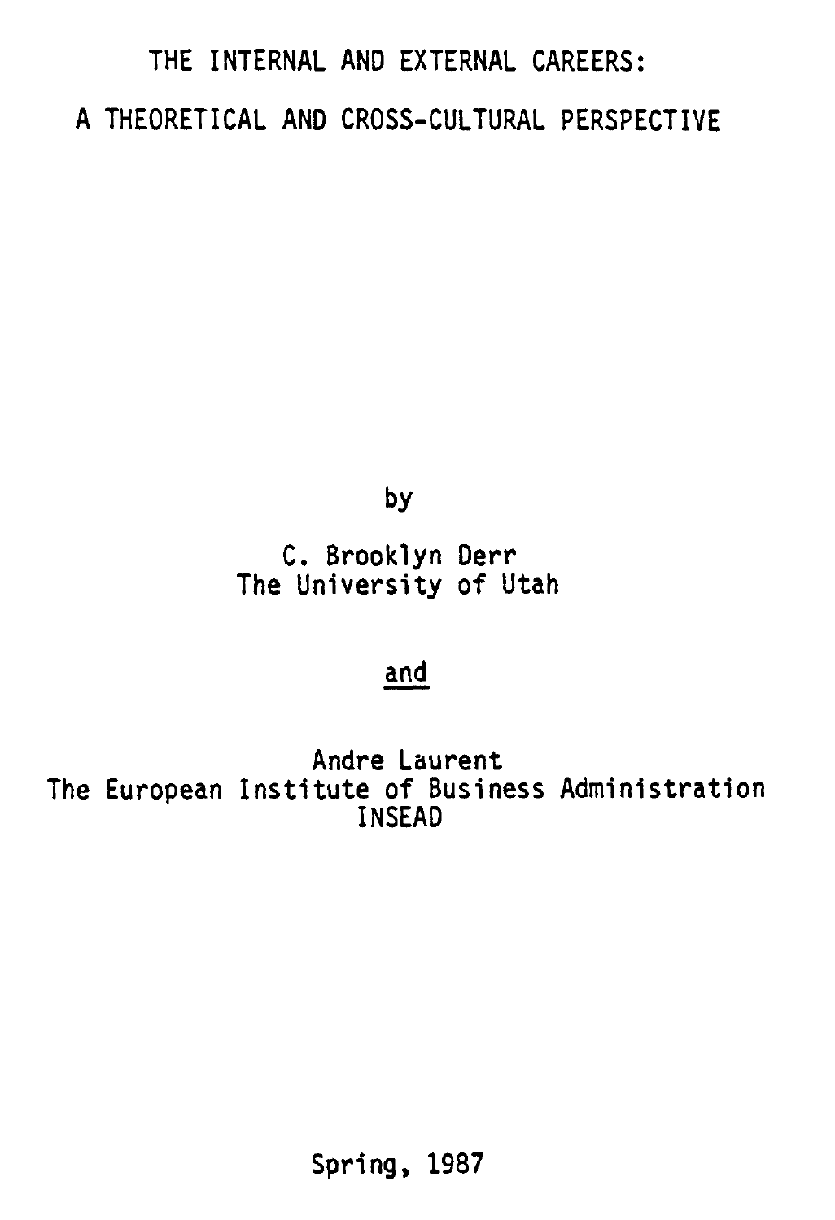# THE INTERNAL AND EXTERNAL CAREERS:

# A THEORETICAL AND CROSS-CULTURAL PERSPECTIVE

by

C. Brooklyn Derr
The University of Utah

and

Andre Laurent
The European Institute of Business Administration
INSEAD

Spring, 1987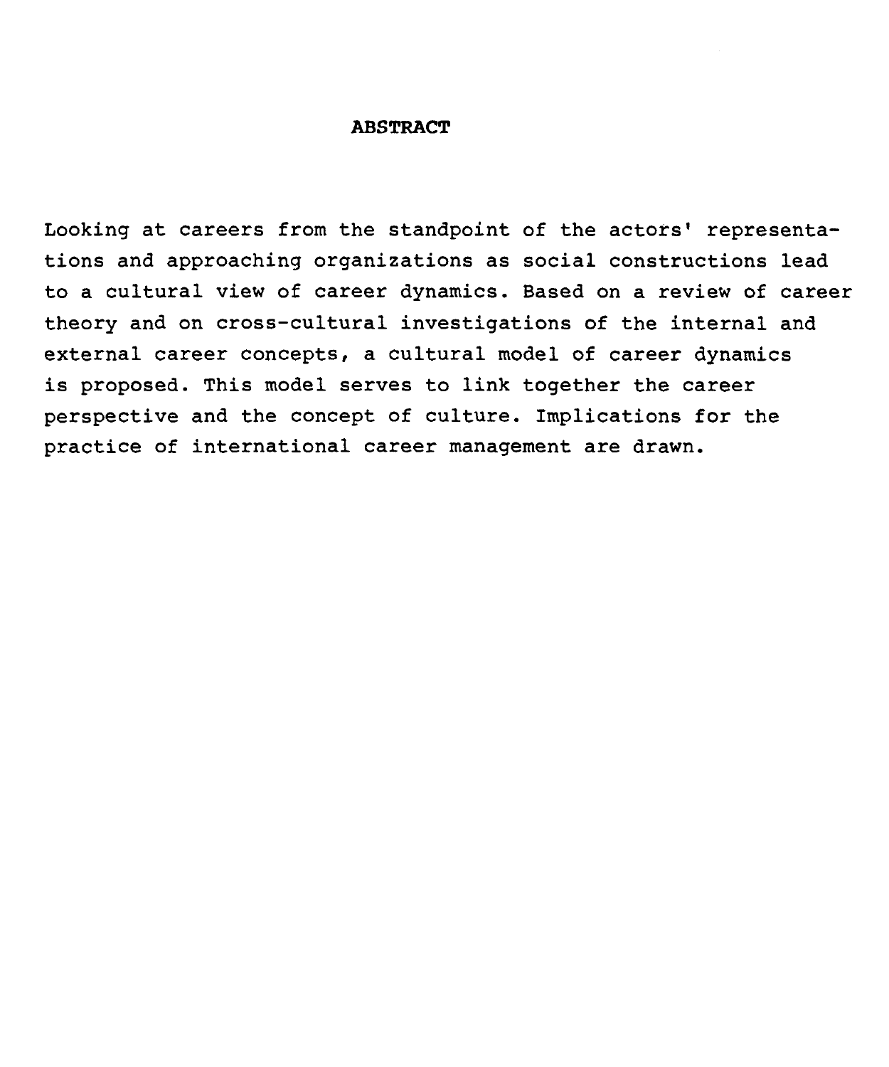## ABSTRACT

Looking at careers from the standpoint of the actors' representations and approaching organizations as social constructions lead to a cultural view of career dynamics. Based on a review of career theory and on cross-cultural investigations of the internal and external career concepts, a cultural model of career dynamics is proposed. This model serves to link together the career perspective and the concept of culture. Implications for the practice of international career management are drawn.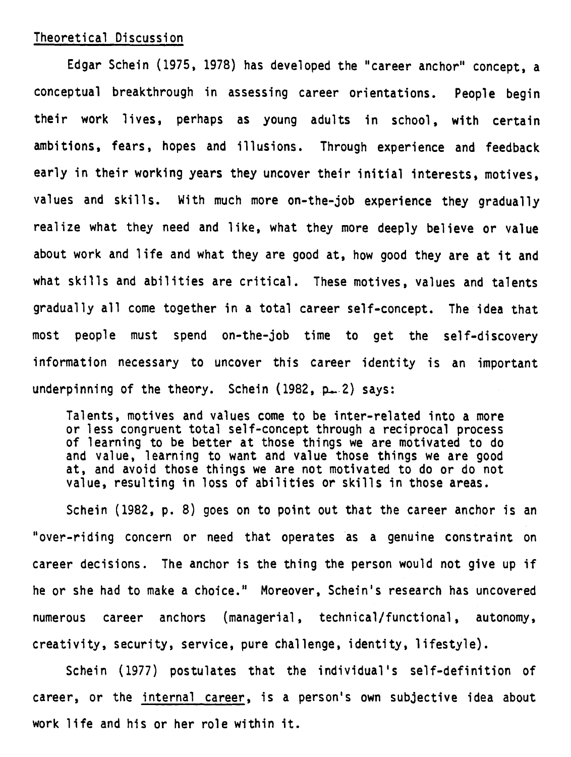Theoretical Discussion

Edgar Schein (1975, 1978) has developed the "career anchor" concept, a conceptual breakthrough in assessing career orientations. People begin their work lives, perhaps as young adults in school, with certain ambitions, fears, hopes and illusions. Through experience and feedback early in their working years they uncover their initial interests, motives, values and skills. With much more on-the-job experience they gradually realize what they need and like, what they more deeply believe or value about work and life and what they are good at, how good they are at it and what skills and abilities are critical. These motives, values and talents gradually all come together in a total career self-concept. The idea that most people must spend on-the-job time to get the self-discovery information necessary to uncover this career identity is an important underpinning of the theory. Schein (1982, p. 2) says:

> Talents, motives and values come to be inter-related into a more or less congruent total self-concept through a reciprocal process of learning to be better at those things we are motivated to do and value, learning to want and value those things we are good at, and avoid those things we are not motivated to do or do not value, resulting in loss of abilities or skills in those areas.

Schein (1982, p. 8) goes on to point out that the career anchor is an "over-riding concern or need that operates as a genuine constraint on career decisions. The anchor is the thing the person would not give up if he or she had to make a choice." Moreover, Schein's research has uncovered numerous career anchors (managerial, technical/functional, autonomy, creativity, security, service, pure challenge, identity, lifestyle).

Schein (1977) postulates that the individual's self-definition of career, or the internal career, is a person's own subjective idea about work life and his or her role within it.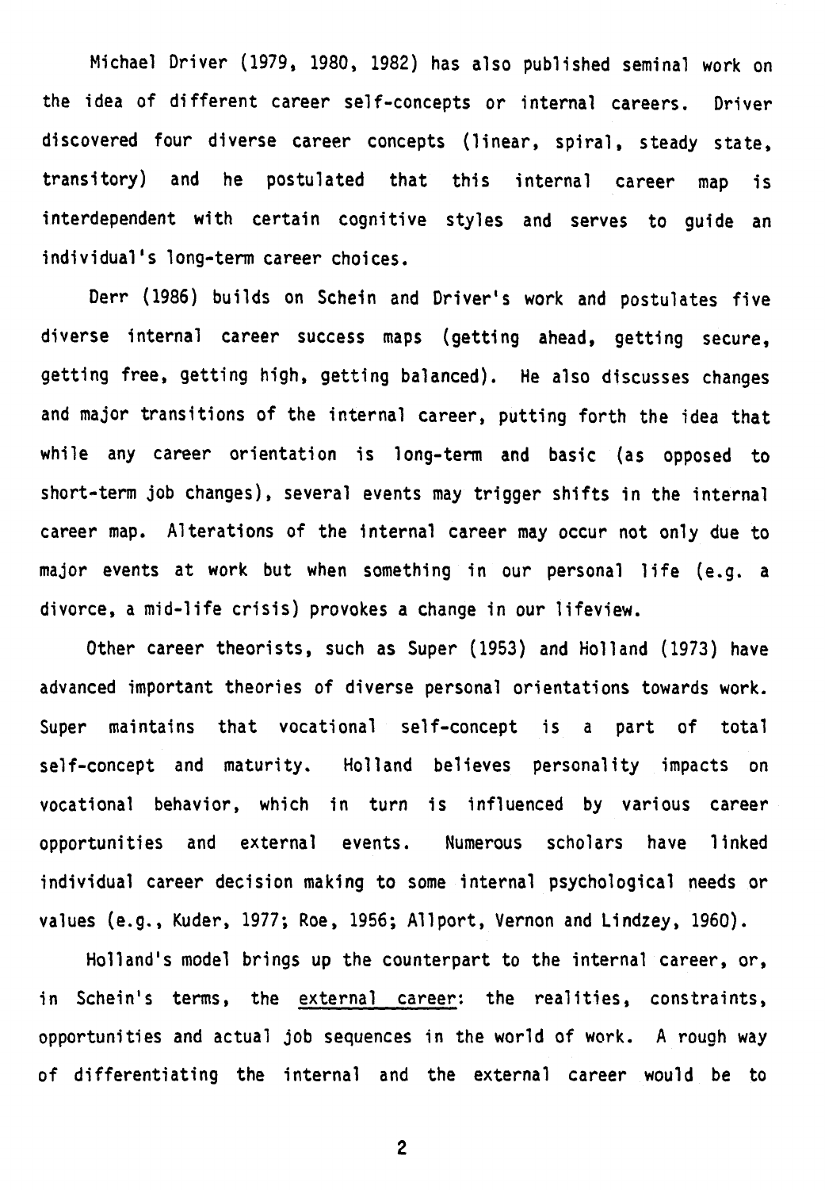Michael Driver (1979, 1980, 1982) has also published seminal work on the idea of different career self-concepts or internal careers. Driver discovered four diverse career concepts (linear, spiral, steady state, transitory) and he postulated that this internal career map is interdependent with certain cognitive styles and serves to guide an individual's long-term career choices.

Derr (1986) builds on Schein and Driver's work and postulates five diverse internal career success maps (getting ahead, getting secure, getting free, getting high, getting balanced). He also discusses changes and major transitions of the internal career, putting forth the idea that while any career orientation is long-term and basic (as opposed to short-term job changes), several events may trigger shifts in the internal career map. Alterations of the internal career may occur not only due to major events at work but when something in our personal life (e.g. a divorce, a mid-life crisis) provokes a change in our lifeview.

Other career theorists, such as Super (1953) and Holland (1973) have advanced important theories of diverse personal orientations towards work. Super maintains that vocational self-concept is a part of total self-concept and maturity. Holland believes personality impacts on vocational behavior, which in turn is influenced by various career opportunities and external events. Numerous scholars have linked individual career decision making to some internal psychological needs or values (e.g., Kuder, 1977; Roe, 1956; Allport, Vernon and Lindzey, 1960).

Holland's model brings up the counterpart to the internal career, or, in Schein's terms, the <u>external career</u>: the realities, constraints, opportunities and actual job sequences in the world of work. A rough way of differentiating the internal and the external career would be to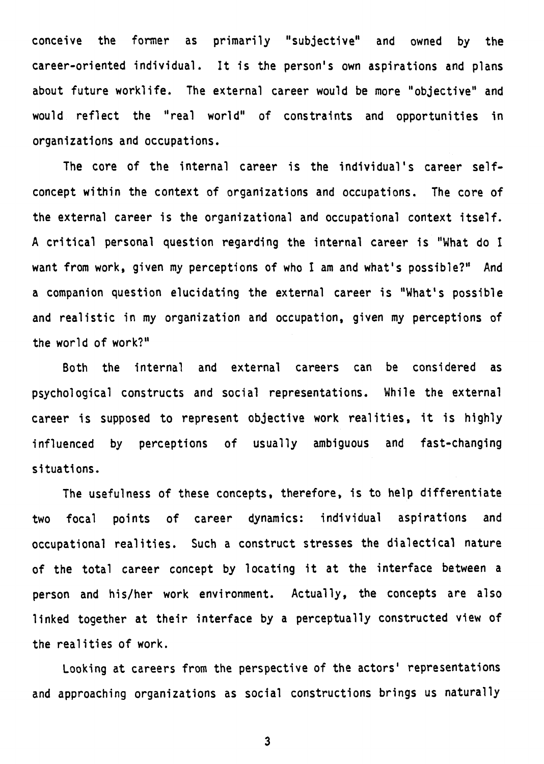conceive the former as primarily "subjective" and owned by the career-oriented individual. It is the person's own aspirations and plans about future worklife. The external career would be more "objective" and would reflect the "real world" of constraints and opportunities in organizations and occupations.

The core of the internal career is the individual's career self-concept within the context of organizations and occupations. The core of the external career is the organizational and occupational context itself. A critical personal question regarding the internal career is "What do I want from work, given my perceptions of who I am and what's possible?" And a companion question elucidating the external career is "What's possible and realistic in my organization and occupation, given my perceptions of the world of work?"

Both the internal and external careers can be considered as psychological constructs and social representations. While the external career is supposed to represent objective work realities, it is highly influenced by perceptions of usually ambiguous and fast-changing situations.

The usefulness of these concepts, therefore, is to help differentiate two focal points of career dynamics: individual aspirations and occupational realities. Such a construct stresses the dialectical nature of the total career concept by locating it at the interface between a person and his/her work environment. Actually, the concepts are also linked together at their interface by a perceptually constructed view of the realities of work.

Looking at careers from the perspective of the actors' representations and approaching organizations as social constructions brings us naturally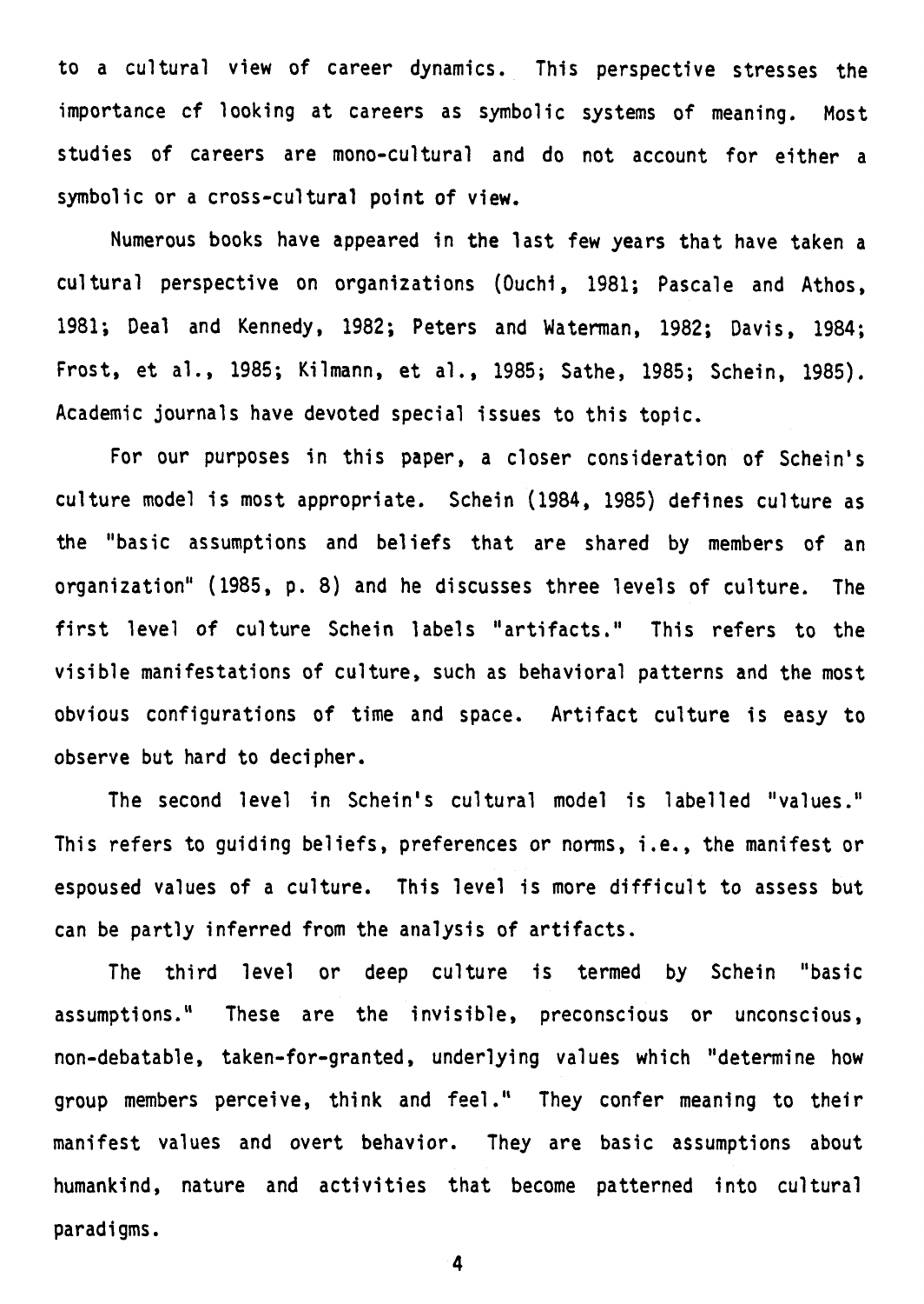to a cultural view of career dynamics. This perspective stresses the importance cf looking at careers as symbolic systems of meaning. Most studies of careers are mono-cultural and do not account for either a symbolic or a cross-cultural point of view.

Numerous books have appeared in the last few years that have taken a cultural perspective on organizations (Ouchi, 1981; Pascale and Athos, 1981; Deal and Kennedy, 1982; Peters and Waterman, 1982; Davis, 1984; Frost, et al., 1985; Kilmann, et al., 1985; Sathe, 1985; Schein, 1985). Academic journals have devoted special issues to this topic.

For our purposes in this paper, a closer consideration of Schein's culture model is most appropriate. Schein (1984, 1985) defines culture as the "basic assumptions and beliefs that are shared by members of an organization" (1985, p. 8) and he discusses three levels of culture. The first level of culture Schein labels "artifacts." This refers to the visible manifestations of culture, such as behavioral patterns and the most obvious configurations of time and space. Artifact culture is easy to observe but hard to decipher.

The second level in Schein's cultural model is labelled "values." This refers to guiding beliefs, preferences or norms, i.e., the manifest or espoused values of a culture. This level is more difficult to assess but can be partly inferred from the analysis of artifacts.

The third level or deep culture is termed by Schein "basic assumptions." These are the invisible, preconscious or unconscious, non-debatable, taken-for-granted, underlying values which "determine how group members perceive, think and feel." They confer meaning to their manifest values and overt behavior. They are basic assumptions about humankind, nature and activities that become patterned into cultural paradigms.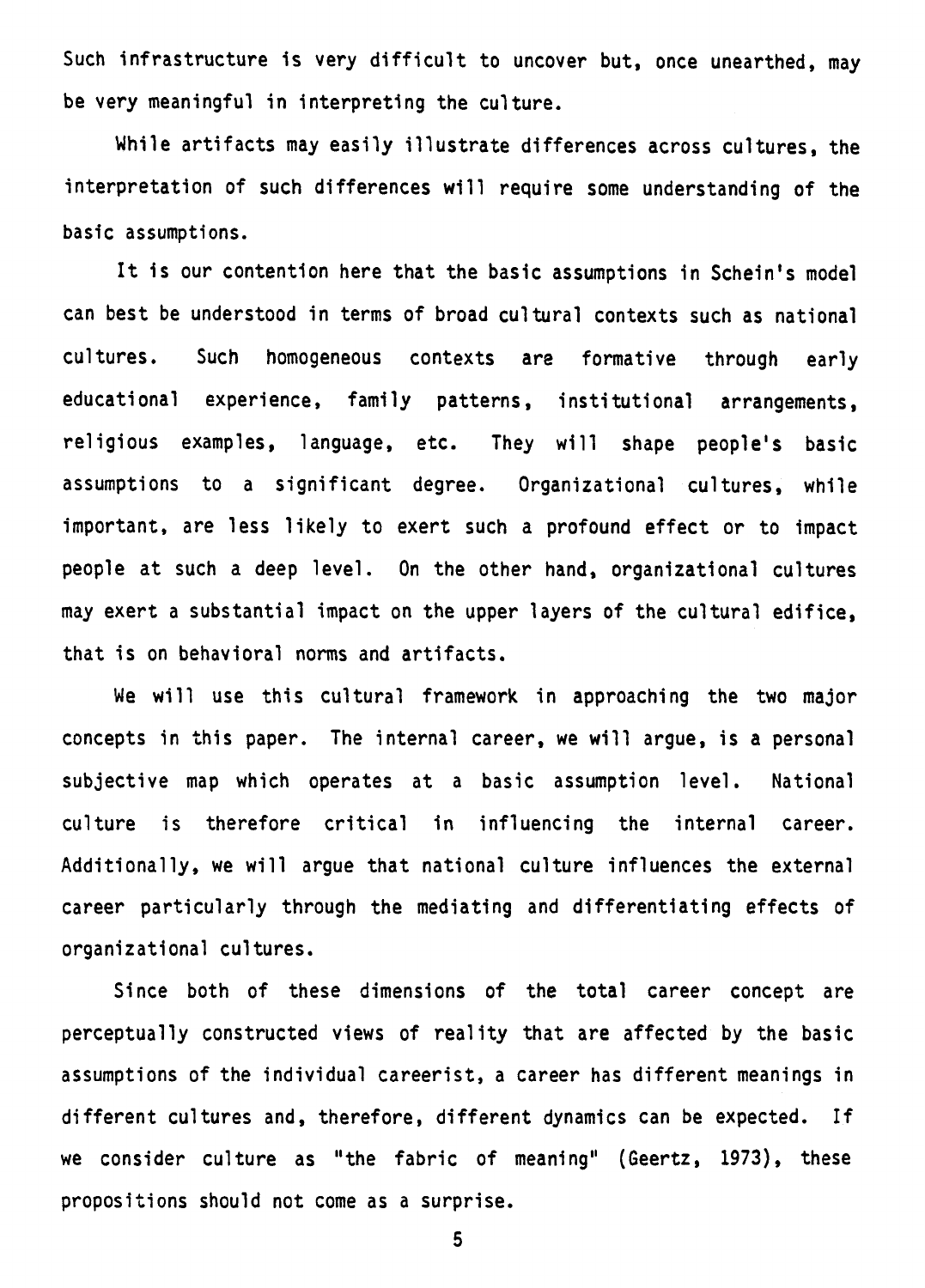Such infrastructure is very difficult to uncover but, once unearthed, may be very meaningful in interpreting the culture.

While artifacts may easily illustrate differences across cultures, the interpretation of such differences will require some understanding of the basic assumptions.

It is our contention here that the basic assumptions in Schein's model can best be understood in terms of broad cultural contexts such as national cultures. Such homogeneous contexts are formative through early educational experience, family patterns, institutional arrangements, religious examples, language, etc. They will shape people's basic assumptions to a significant degree. Organizational cultures, while important, are less likely to exert such a profound effect or to impact people at such a deep level. On the other hand, organizational cultures may exert a substantial impact on the upper layers of the cultural edifice, that is on behavioral norms and artifacts.

We will use this cultural framework in approaching the two major concepts in this paper. The internal career, we will argue, is a personal subjective map which operates at a basic assumption level. National culture is therefore critical in influencing the internal career. Additionally, we will argue that national culture influences the external career particularly through the mediating and differentiating effects of organizational cultures.

Since both of these dimensions of the total career concept are perceptually constructed views of reality that are affected by the basic assumptions of the individual careerist, a career has different meanings in different cultures and, therefore, different dynamics can be expected. If we consider culture as "the fabric of meaning" (Geertz, 1973), these propositions should not come as a surprise.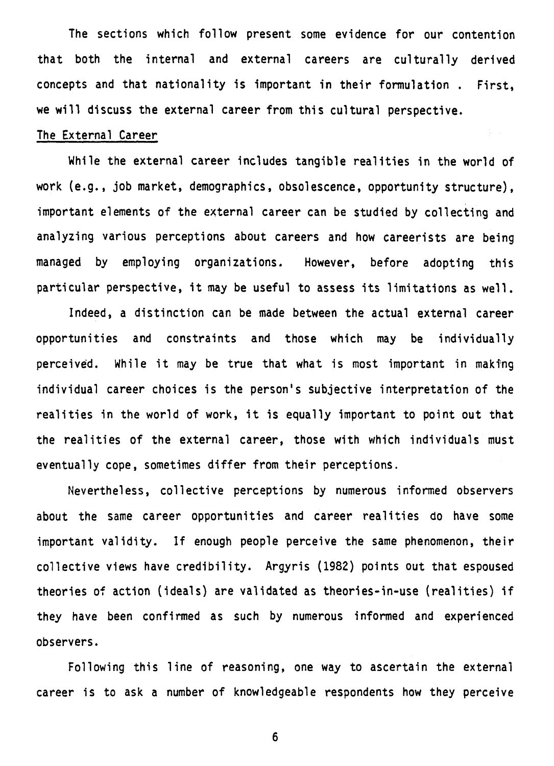The sections which follow present some evidence for our contention that both the internal and external careers are culturally derived concepts and that nationality is important in their formulation . First, we will discuss the external career from this cultural perspective.

## The External Career

While the external career includes tangible realities in the world of work (e.g., job market, demographics, obsolescence, opportunity structure), important elements of the external career can be studied by collecting and analyzing various perceptions about careers and how careerists are being managed by employing organizations. However, before adopting this particular perspective, it may be useful to assess its limitations as well.

Indeed, a distinction can be made between the actual external career opportunities and constraints and those which may be individually perceived. While it may be true that what is most important in making individual career choices is the person's subjective interpretation of the realities in the world of work, it is equally important to point out that the realities of the external career, those with which individuals must eventually cope, sometimes differ from their perceptions.

Nevertheless, collective perceptions by numerous informed observers about the same career opportunities and career realities do have some important validity. If enough people perceive the same phenomenon, their collective views have credibility. Argyris (1982) points out that espoused theories of action (ideals) are validated as theories-in-use (realities) if they have been confirmed as such by numerous informed and experienced observers.

Following this line of reasoning, one way to ascertain the external career is to ask a number of knowledgeable respondents how they perceive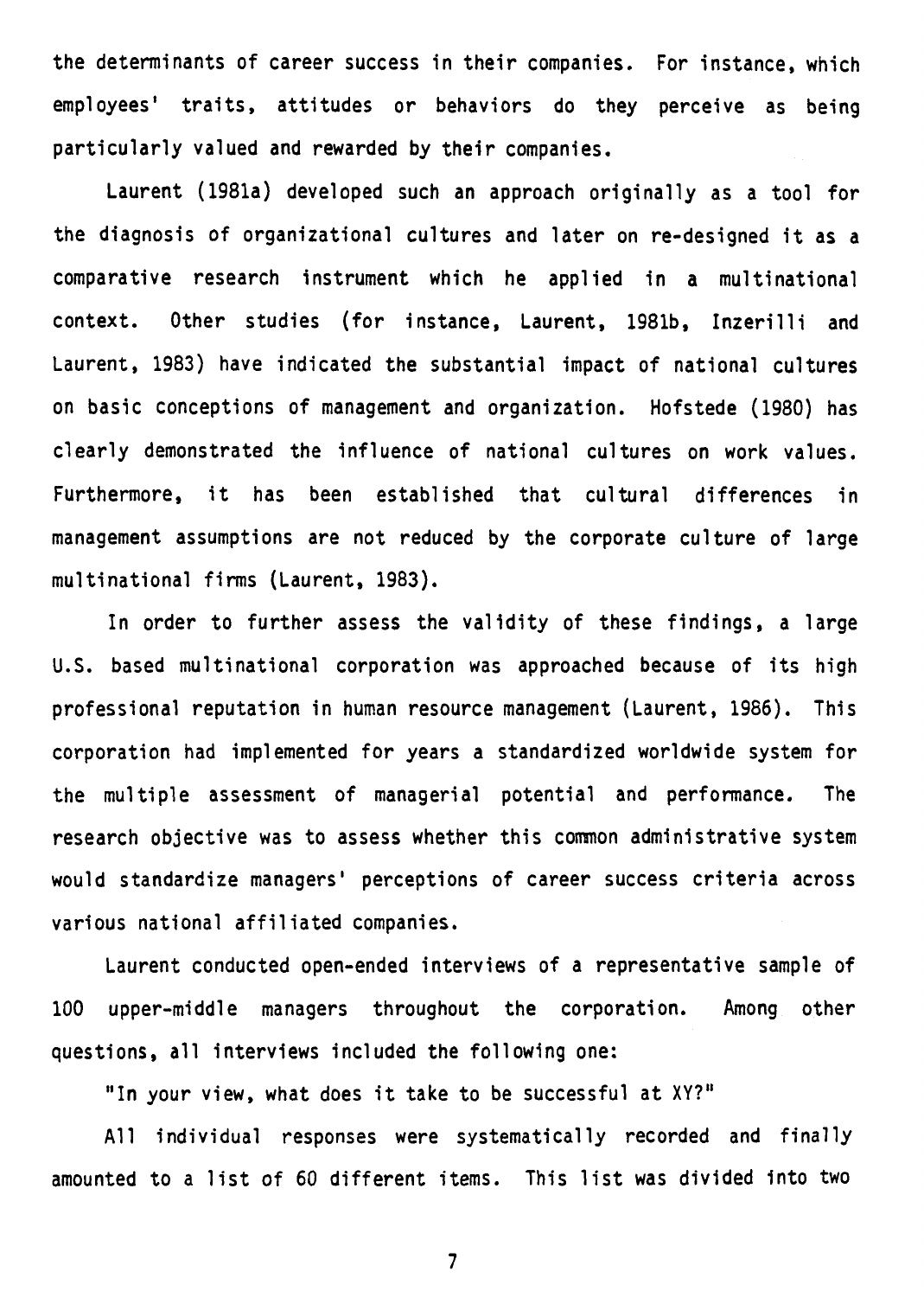the determinants of career success in their companies. For instance, which employees' traits, attitudes or behaviors do they perceive as being particularly valued and rewarded by their companies.

Laurent (1981a) developed such an approach originally as a tool for the diagnosis of organizational cultures and later on re-designed it as a comparative research instrument which he applied in a multinational context. Other studies (for instance, Laurent, 1981b, Inzerilli and Laurent, 1983) have indicated the substantial impact of national cultures on basic conceptions of management and organization. Hofstede (1980) has clearly demonstrated the influence of national cultures on work values. Furthermore, it has been established that cultural differences in management assumptions are not reduced by the corporate culture of large multinational firms (Laurent, 1983).

In order to further assess the validity of these findings, a large U.S. based multinational corporation was approached because of its high professional reputation in human resource management (Laurent, 1986). This corporation had implemented for years a standardized worldwide system for the multiple assessment of managerial potential and performance. The research objective was to assess whether this common administrative system would standardize managers' perceptions of career success criteria across various national affiliated companies.

Laurent conducted open-ended interviews of a representative sample of 100 upper-middle managers throughout the corporation. Among other questions, all interviews included the following one:

"In your view, what does it take to be successful at XY?"

All individual responses were systematically recorded and finally amounted to a list of 60 different items. This list was divided into two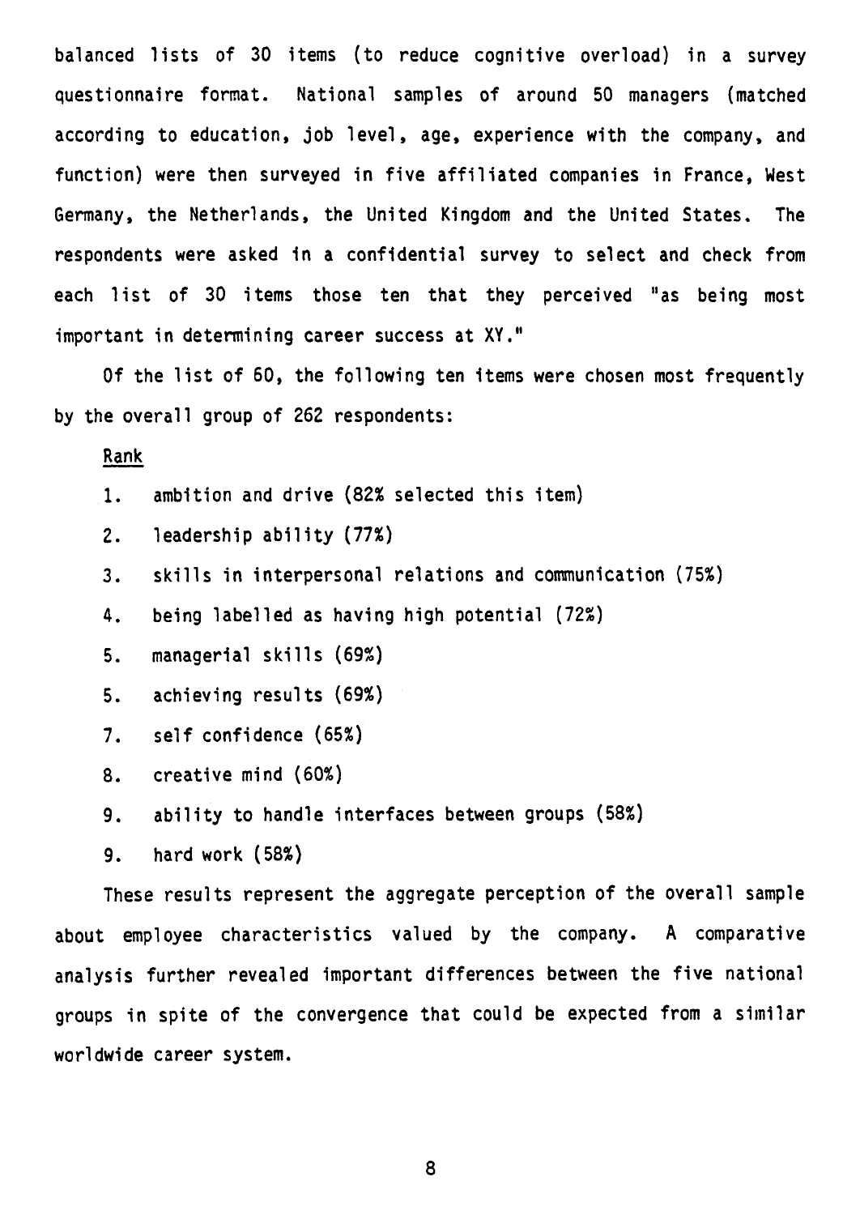balanced lists of 30 items (to reduce cognitive overload) in a survey questionnaire format. National samples of around 50 managers (matched according to education, job level, age, experience with the company, and function) were then surveyed in five affiliated companies in France, West Germany, the Netherlands, the United Kingdom and the United States. The respondents were asked in a confidential survey to select and check from each list of 30 items those ten that they perceived "as being most important in determining career success at XY."

Of the list of 60, the following ten items were chosen most frequently by the overall group of 262 respondents:

<u>Rank</u>

1. ambition and drive (82% selected this item)
2. leadership ability (77%)
3. skills in interpersonal relations and communication (75%)
4. being labelled as having high potential (72%)
5. managerial skills (69%)
5. achieving results (69%)
7. self confidence (65%)
8. creative mind (60%)
9. ability to handle interfaces between groups (58%)
9. hard work (58%)

These results represent the aggregate perception of the overall sample about employee characteristics valued by the company. A comparative analysis further revealed important differences between the five national groups in spite of the convergence that could be expected from a similar worldwide career system.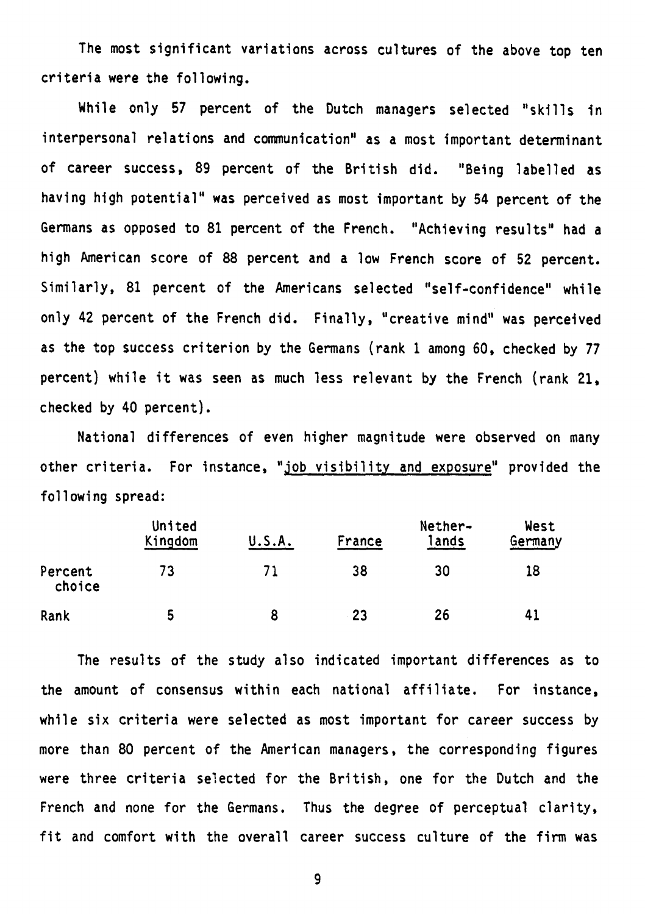The most significant variations across cultures of the above top ten criteria were the following.

While only 57 percent of the Dutch managers selected "skills in interpersonal relations and communication" as a most important determinant of career success, 89 percent of the British did. "Being labelled as having high potential" was perceived as most important by 54 percent of the Germans as opposed to 81 percent of the French. "Achieving results" had a high American score of 88 percent and a low French score of 52 percent. Similarly, 81 percent of the Americans selected "self-confidence" while only 42 percent of the French did. Finally, "creative mind" was perceived as the top success criterion by the Germans (rank 1 among 60, checked by 77 percent) while it was seen as much less relevant by the French (rank 21, checked by 40 percent).

National differences of even higher magnitude were observed on many other criteria. For instance, "job visibility and exposure" provided the following spread:

| | United Kingdom | U.S.A. | France | Netherlands | West Germany |
|---|---|---|---|---|---|
| Percent choice | 73 | 71 | 38 | 30 | 18 |
| Rank | 5 | 8 | 23 | 26 | 41 |

The results of the study also indicated important differences as to the amount of consensus within each national affiliate. For instance, while six criteria were selected as most important for career success by more than 80 percent of the American managers, the corresponding figures were three criteria selected for the British, one for the Dutch and the French and none for the Germans. Thus the degree of perceptual clarity, fit and comfort with the overall career success culture of the firm was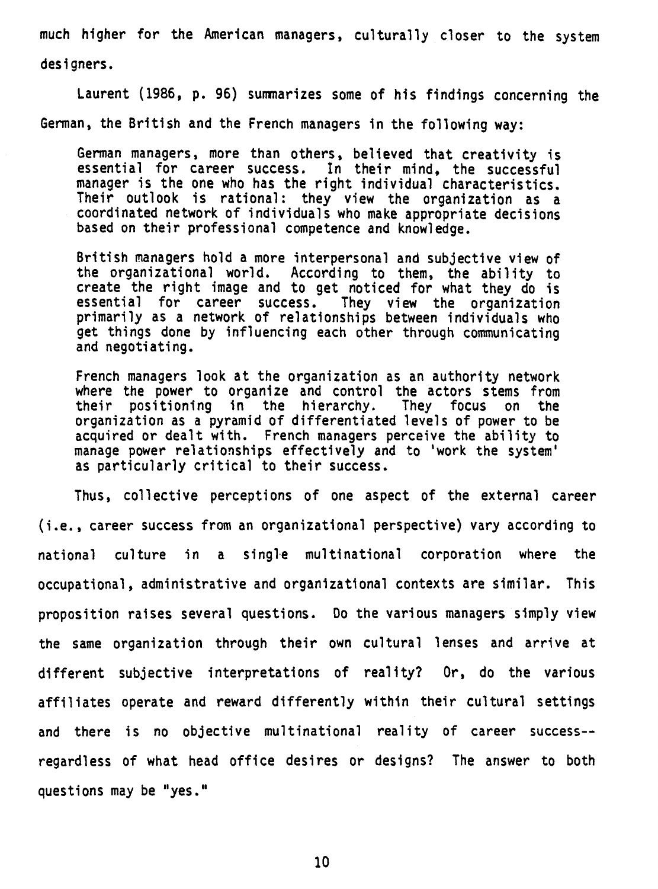much higher for the American managers, culturally closer to the system designers.

Laurent (1986, p. 96) summarizes some of his findings concerning the German, the British and the French managers in the following way:

> German managers, more than others, believed that creativity is essential for career success. In their mind, the successful manager is the one who has the right individual characteristics. Their outlook is rational: they view the organization as a coordinated network of individuals who make appropriate decisions based on their professional competence and knowledge.
>
> British managers hold a more interpersonal and subjective view of the organizational world. According to them, the ability to create the right image and to get noticed for what they do is essential for career success. They view the organization primarily as a network of relationships between individuals who get things done by influencing each other through communicating and negotiating.
>
> French managers look at the organization as an authority network where the power to organize and control the actors stems from their positioning in the hierarchy. They focus on the organization as a pyramid of differentiated levels of power to be acquired or dealt with. French managers perceive the ability to manage power relationships effectively and to 'work the system' as particularly critical to their success.

Thus, collective perceptions of one aspect of the external career (i.e., career success from an organizational perspective) vary according to national culture in a single multinational corporation where the occupational, administrative and organizational contexts are similar. This proposition raises several questions. Do the various managers simply view the same organization through their own cultural lenses and arrive at different subjective interpretations of reality? Or, do the various affiliates operate and reward differently within their cultural settings and there is no objective multinational reality of career success--regardless of what head office desires or designs? The answer to both questions may be "yes."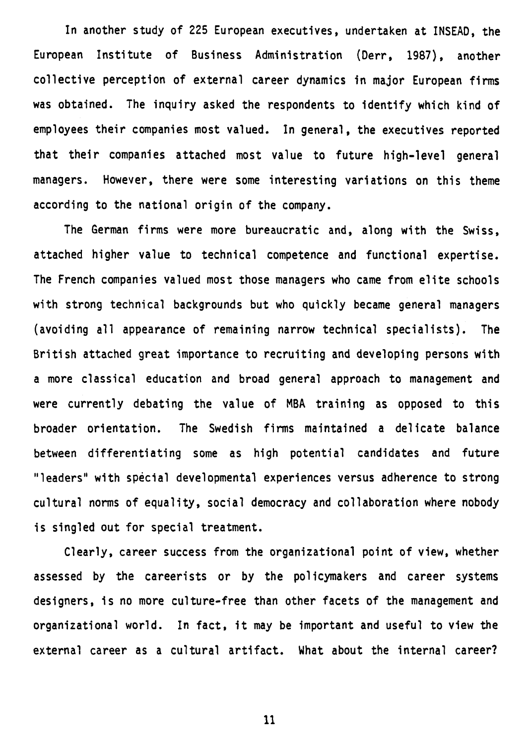In another study of 225 European executives, undertaken at INSEAD, the European Institute of Business Administration (Derr, 1987), another collective perception of external career dynamics in major European firms was obtained. The inquiry asked the respondents to identify which kind of employees their companies most valued. In general, the executives reported that their companies attached most value to future high-level general managers. However, there were some interesting variations on this theme according to the national origin of the company.

The German firms were more bureaucratic and, along with the Swiss, attached higher value to technical competence and functional expertise. The French companies valued most those managers who came from elite schools with strong technical backgrounds but who quickly became general managers (avoiding all appearance of remaining narrow technical specialists). The British attached great importance to recruiting and developing persons with a more classical education and broad general approach to management and were currently debating the value of MBA training as opposed to this broader orientation. The Swedish firms maintained a delicate balance between differentiating some as high potential candidates and future "leaders" with special developmental experiences versus adherence to strong cultural norms of equality, social democracy and collaboration where nobody is singled out for special treatment.

Clearly, career success from the organizational point of view, whether assessed by the careerists or by the policymakers and career systems designers, is no more culture-free than other facets of the management and organizational world. In fact, it may be important and useful to view the external career as a cultural artifact. What about the internal career?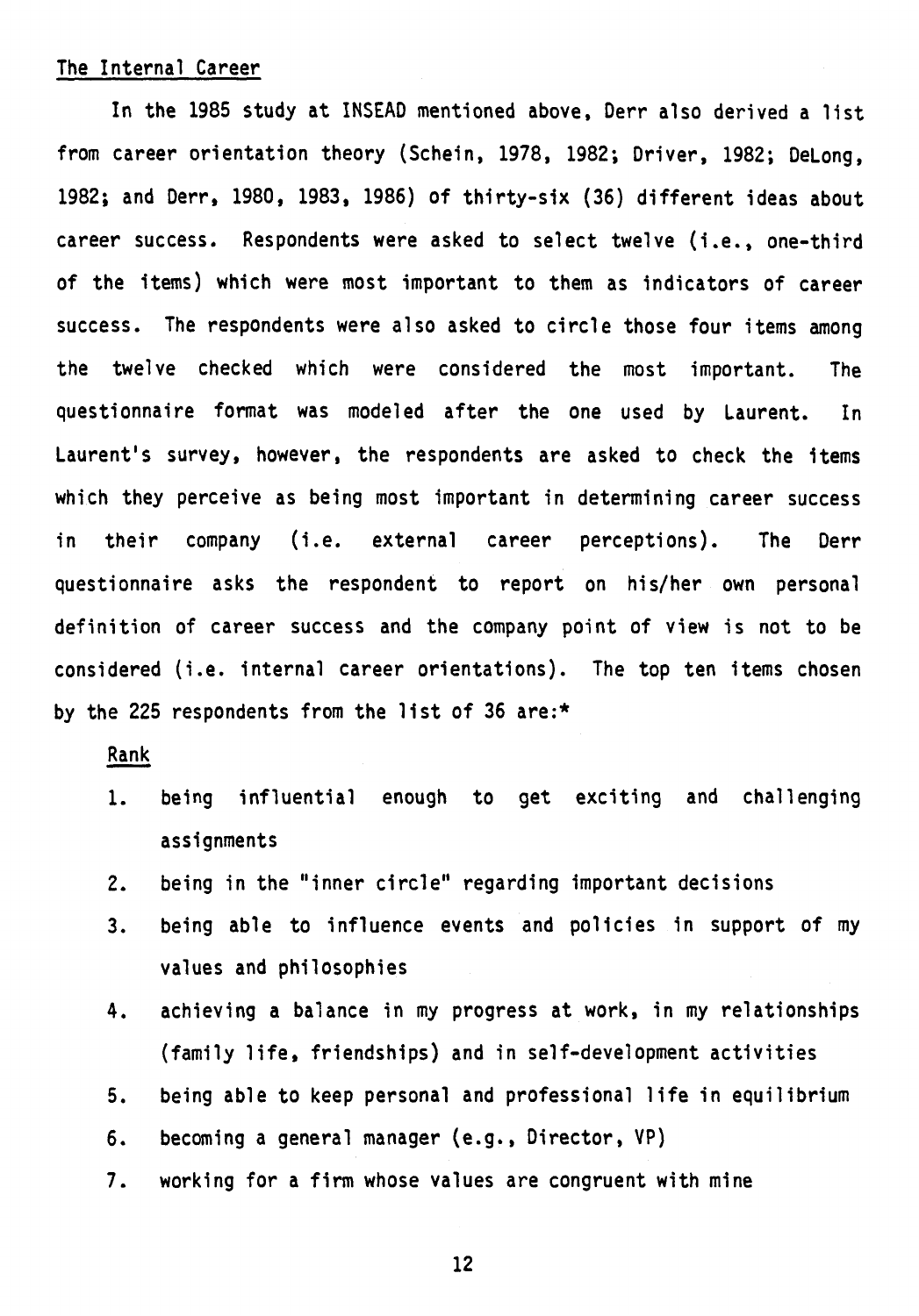## The Internal Career

In the 1985 study at INSEAD mentioned above, Derr also derived a list from career orientation theory (Schein, 1978, 1982; Driver, 1982; DeLong, 1982; and Derr, 1980, 1983, 1986) of thirty-six (36) different ideas about career success. Respondents were asked to select twelve (i.e., one-third of the items) which were most important to them as indicators of career success. The respondents were also asked to circle those four items among the twelve checked which were considered the most important. The questionnaire format was modeled after the one used by Laurent. In Laurent's survey, however, the respondents are asked to check the items which they perceive as being most important in determining career success in their company (i.e. external career perceptions). The Derr questionnaire asks the respondent to report on his/her own personal definition of career success and the company point of view is not to be considered (i.e. internal career orientations). The top ten items chosen by the 225 respondents from the list of 36 are:*

Rank

1. being influential enough to get exciting and challenging assignments
2. being in the "inner circle" regarding important decisions
3. being able to influence events and policies in support of my values and philosophies
4. achieving a balance in my progress at work, in my relationships (family life, friendships) and in self-development activities
5. being able to keep personal and professional life in equilibrium
6. becoming a general manager (e.g., Director, VP)
7. working for a firm whose values are congruent with mine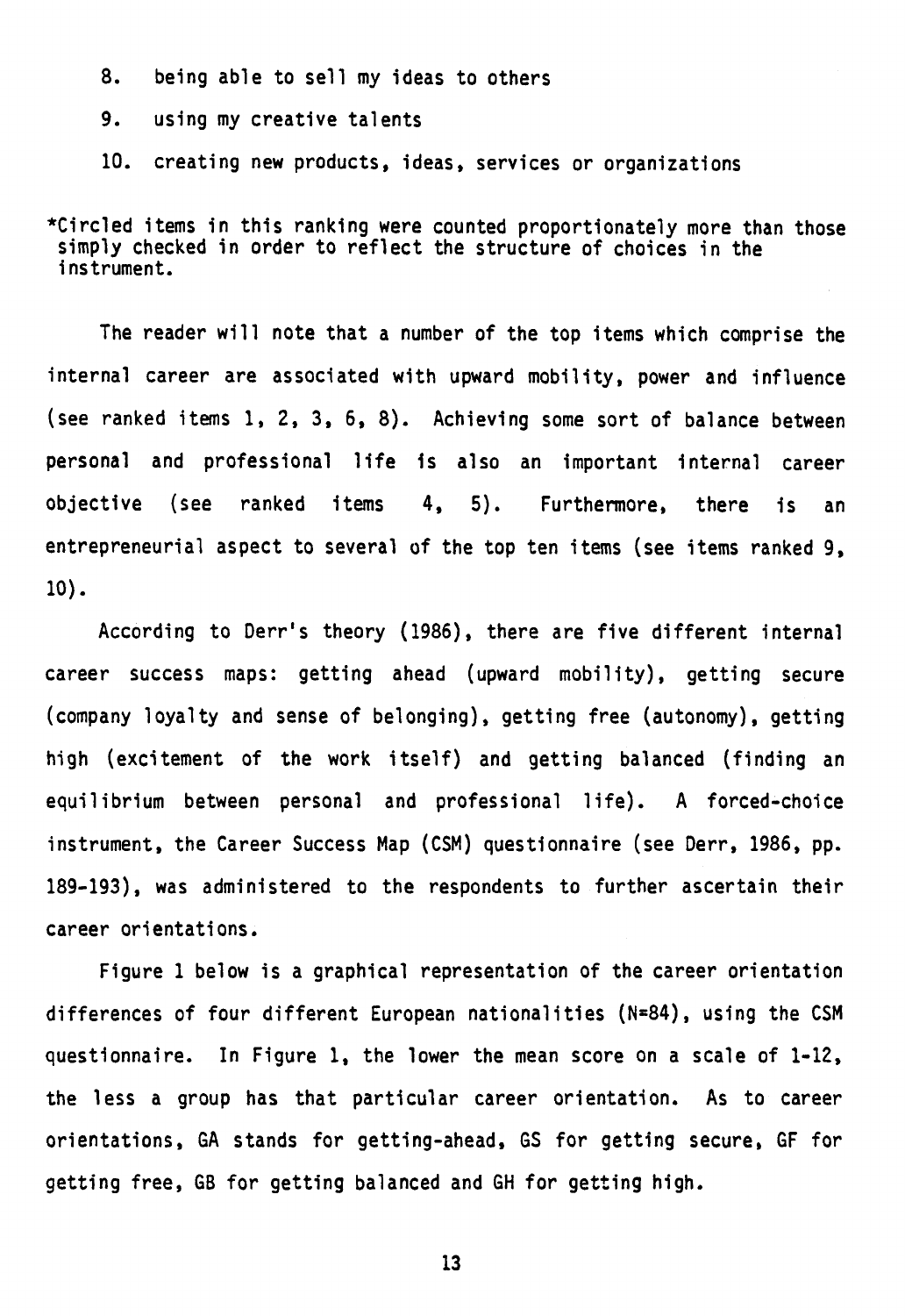8. being able to sell my ideas to others

9. using my creative talents

10. creating new products, ideas, services or organizations

*Circled items in this ranking were counted proportionately more than those simply checked in order to reflect the structure of choices in the instrument.

The reader will note that a number of the top items which comprise the internal career are associated with upward mobility, power and influence (see ranked items 1, 2, 3, 6, 8). Achieving some sort of balance between personal and professional life is also an important internal career objective (see ranked items 4, 5). Furthermore, there is an entrepreneurial aspect to several of the top ten items (see items ranked 9, 10).

According to Derr's theory (1986), there are five different internal career success maps: getting ahead (upward mobility), getting secure (company loyalty and sense of belonging), getting free (autonomy), getting high (excitement of the work itself) and getting balanced (finding an equilibrium between personal and professional life). A forced-choice instrument, the Career Success Map (CSM) questionnaire (see Derr, 1986, pp. 189-193), was administered to the respondents to further ascertain their career orientations.

Figure 1 below is a graphical representation of the career orientation differences of four different European nationalities (N=84), using the CSM questionnaire. In Figure 1, the lower the mean score on a scale of 1-12, the less a group has that particular career orientation. As to career orientations, GA stands for getting-ahead, GS for getting secure, GF for getting free, GB for getting balanced and GH for getting high.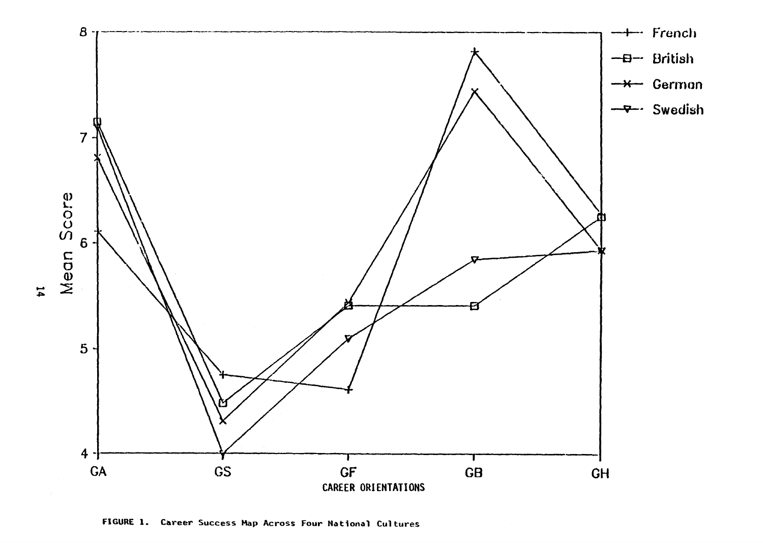FIGURE 1. Career Success Map Across Four National Cultures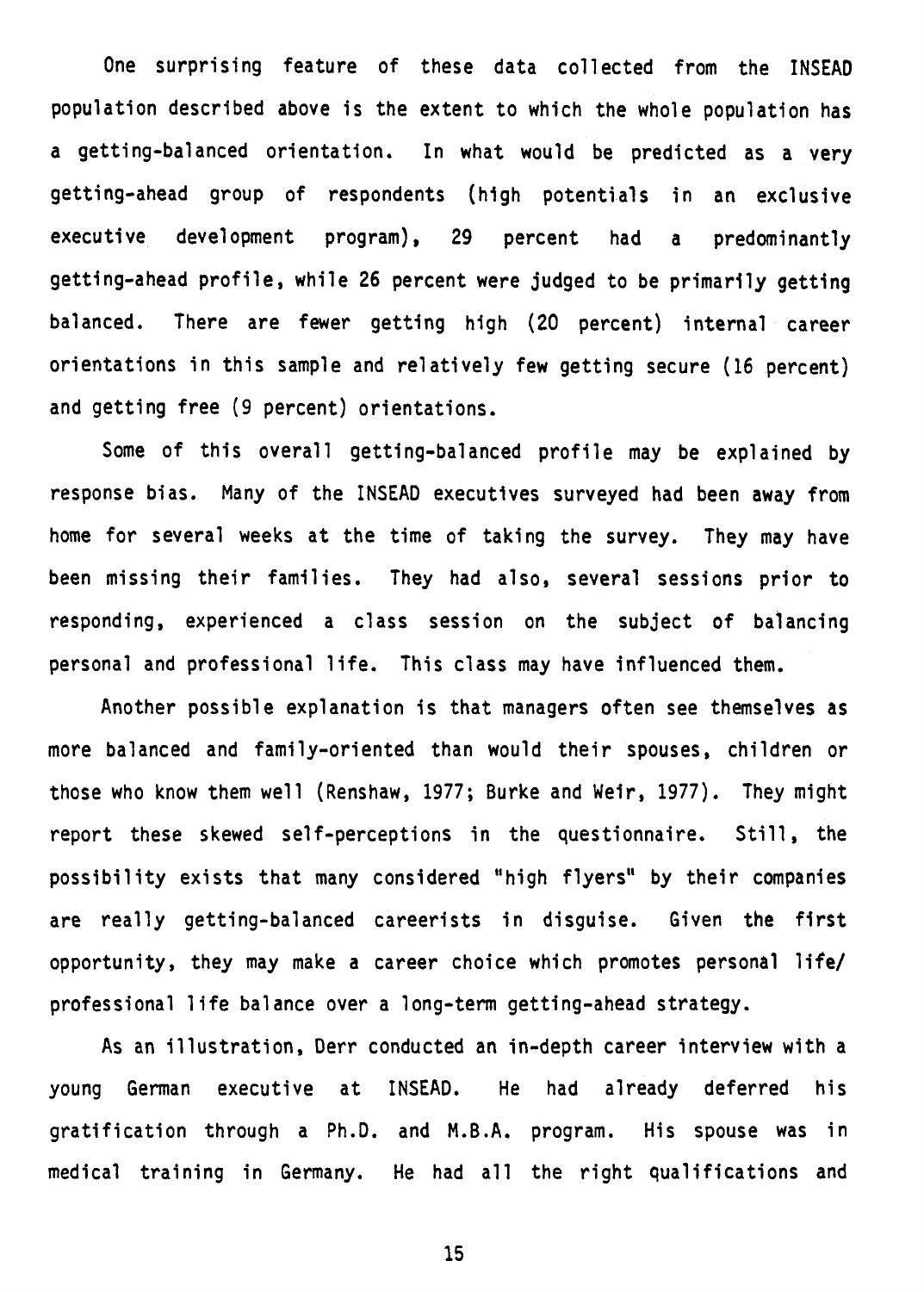One surprising feature of these data collected from the INSEAD population described above is the extent to which the whole population has a getting-balanced orientation. In what would be predicted as a very getting-ahead group of respondents (high potentials in an exclusive executive development program), 29 percent had a predominantly getting-ahead profile, while 26 percent were judged to be primarily getting balanced. There are fewer getting high (20 percent) internal career orientations in this sample and relatively few getting secure (16 percent) and getting free (9 percent) orientations.

Some of this overall getting-balanced profile may be explained by response bias. Many of the INSEAD executives surveyed had been away from home for several weeks at the time of taking the survey. They may have been missing their families. They had also, several sessions prior to responding, experienced a class session on the subject of balancing personal and professional life. This class may have influenced them.

Another possible explanation is that managers often see themselves as more balanced and family-oriented than would their spouses, children or those who know them well (Renshaw, 1977; Burke and Weir, 1977). They might report these skewed self-perceptions in the questionnaire. Still, the possibility exists that many considered "high flyers" by their companies are really getting-balanced careerists in disguise. Given the first opportunity, they may make a career choice which promotes personal life/ professional life balance over a long-term getting-ahead strategy.

As an illustration, Derr conducted an in-depth career interview with a young German executive at INSEAD. He had already deferred his gratification through a Ph.D. and M.B.A. program. His spouse was in medical training in Germany. He had all the right qualifications and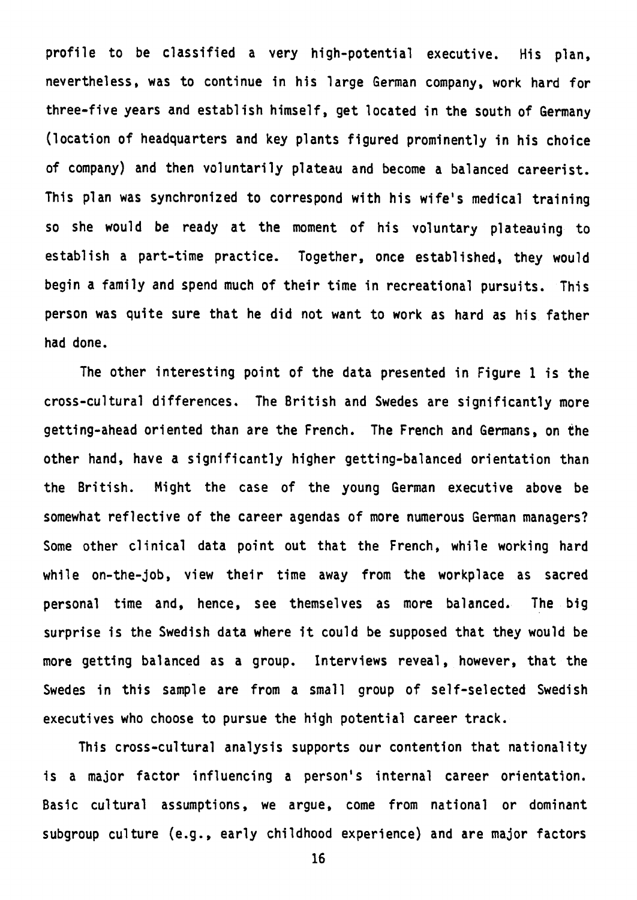profile to be classified a very high-potential executive. His plan, nevertheless, was to continue in his large German company, work hard for three-five years and establish himself, get located in the south of Germany (location of headquarters and key plants figured prominently in his choice of company) and then voluntarily plateau and become a balanced careerist. This plan was synchronized to correspond with his wife's medical training so she would be ready at the moment of his voluntary plateauing to establish a part-time practice. Together, once established, they would begin a family and spend much of their time in recreational pursuits. This person was quite sure that he did not want to work as hard as his father had done.

The other interesting point of the data presented in Figure 1 is the cross-cultural differences. The British and Swedes are significantly more getting-ahead oriented than are the French. The French and Germans, on the other hand, have a significantly higher getting-balanced orientation than the British. Might the case of the young German executive above be somewhat reflective of the career agendas of more numerous German managers? Some other clinical data point out that the French, while working hard while on-the-job, view their time away from the workplace as sacred personal time and, hence, see themselves as more balanced. The big surprise is the Swedish data where it could be supposed that they would be more getting balanced as a group. Interviews reveal, however, that the Swedes in this sample are from a small group of self-selected Swedish executives who choose to pursue the high potential career track.

This cross-cultural analysis supports our contention that nationality is a major factor influencing a person's internal career orientation. Basic cultural assumptions, we argue, come from national or dominant subgroup culture (e.g., early childhood experience) and are major factors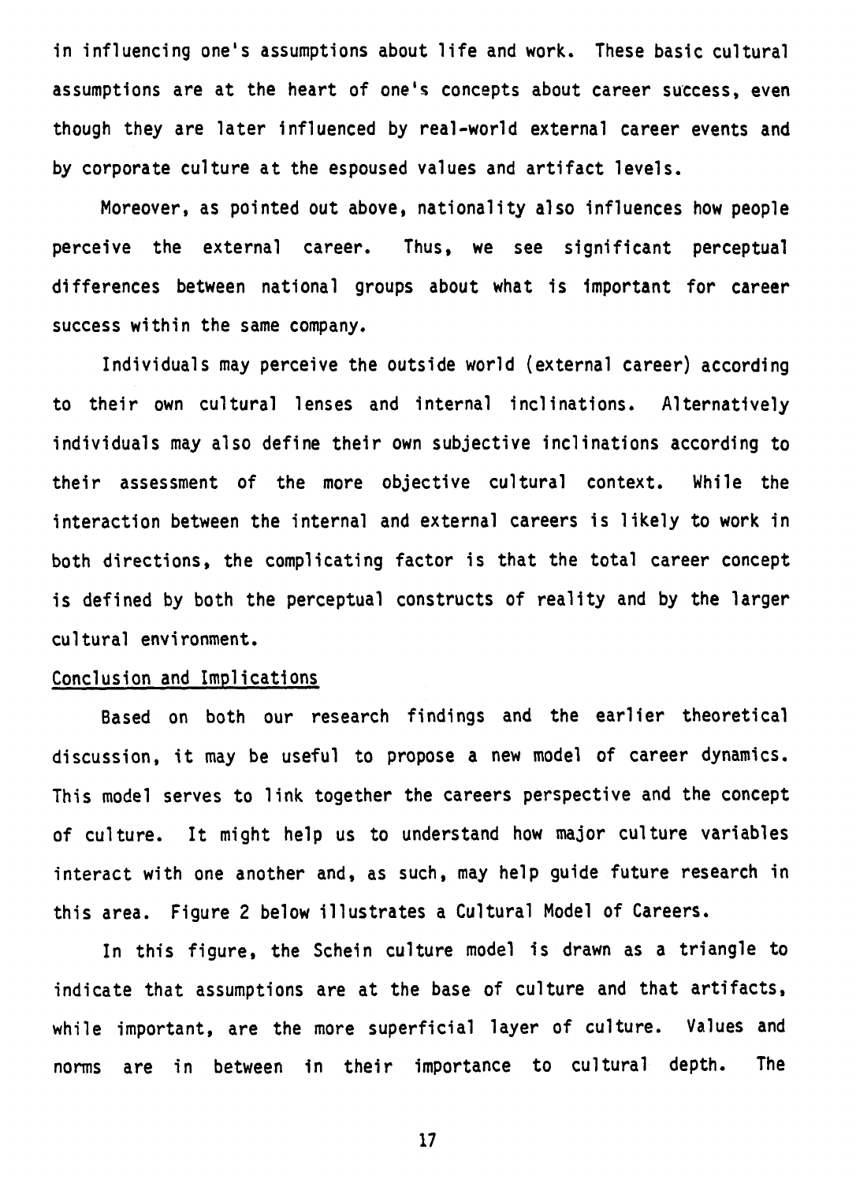in influencing one's assumptions about life and work. These basic cultural assumptions are at the heart of one's concepts about career success, even though they are later influenced by real-world external career events and by corporate culture at the espoused values and artifact levels.

Moreover, as pointed out above, nationality also influences how people perceive the external career. Thus, we see significant perceptual differences between national groups about what is important for career success within the same company.

Individuals may perceive the outside world (external career) according to their own cultural lenses and internal inclinations. Alternatively individuals may also define their own subjective inclinations according to their assessment of the more objective cultural context. While the interaction between the internal and external careers is likely to work in both directions, the complicating factor is that the total career concept is defined by both the perceptual constructs of reality and by the larger cultural environment.

## Conclusion and Implications

Based on both our research findings and the earlier theoretical discussion, it may be useful to propose a new model of career dynamics. This model serves to link together the careers perspective and the concept of culture. It might help us to understand how major culture variables interact with one another and, as such, may help guide future research in this area. Figure 2 below illustrates a Cultural Model of Careers.

In this figure, the Schein culture model is drawn as a triangle to indicate that assumptions are at the base of culture and that artifacts, while important, are the more superficial layer of culture. Values and norms are in between in their importance to cultural depth. The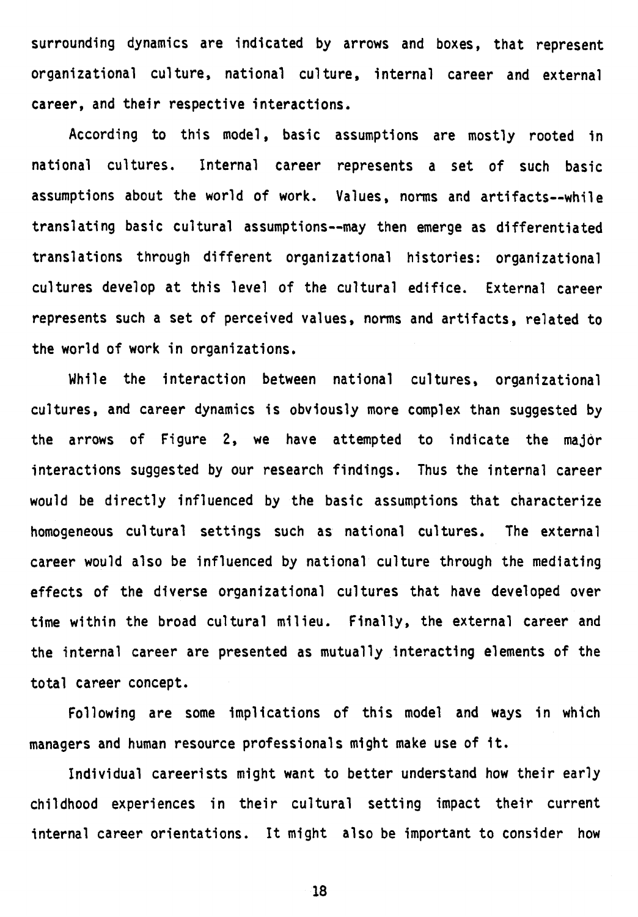surrounding dynamics are indicated by arrows and boxes, that represent organizational culture, national culture, internal career and external career, and their respective interactions.

According to this model, basic assumptions are mostly rooted in national cultures. Internal career represents a set of such basic assumptions about the world of work. Values, norms and artifacts--while translating basic cultural assumptions--may then emerge as differentiated translations through different organizational histories: organizational cultures develop at this level of the cultural edifice. External career represents such a set of perceived values, norms and artifacts, related to the world of work in organizations.

While the interaction between national cultures, organizational cultures, and career dynamics is obviously more complex than suggested by the arrows of Figure 2, we have attempted to indicate the major interactions suggested by our research findings. Thus the internal career would be directly influenced by the basic assumptions that characterize homogeneous cultural settings such as national cultures. The external career would also be influenced by national culture through the mediating effects of the diverse organizational cultures that have developed over time within the broad cultural milieu. Finally, the external career and the internal career are presented as mutually interacting elements of the total career concept.

Following are some implications of this model and ways in which managers and human resource professionals might make use of it.

Individual careerists might want to better understand how their early childhood experiences in their cultural setting impact their current internal career orientations. It might also be important to consider how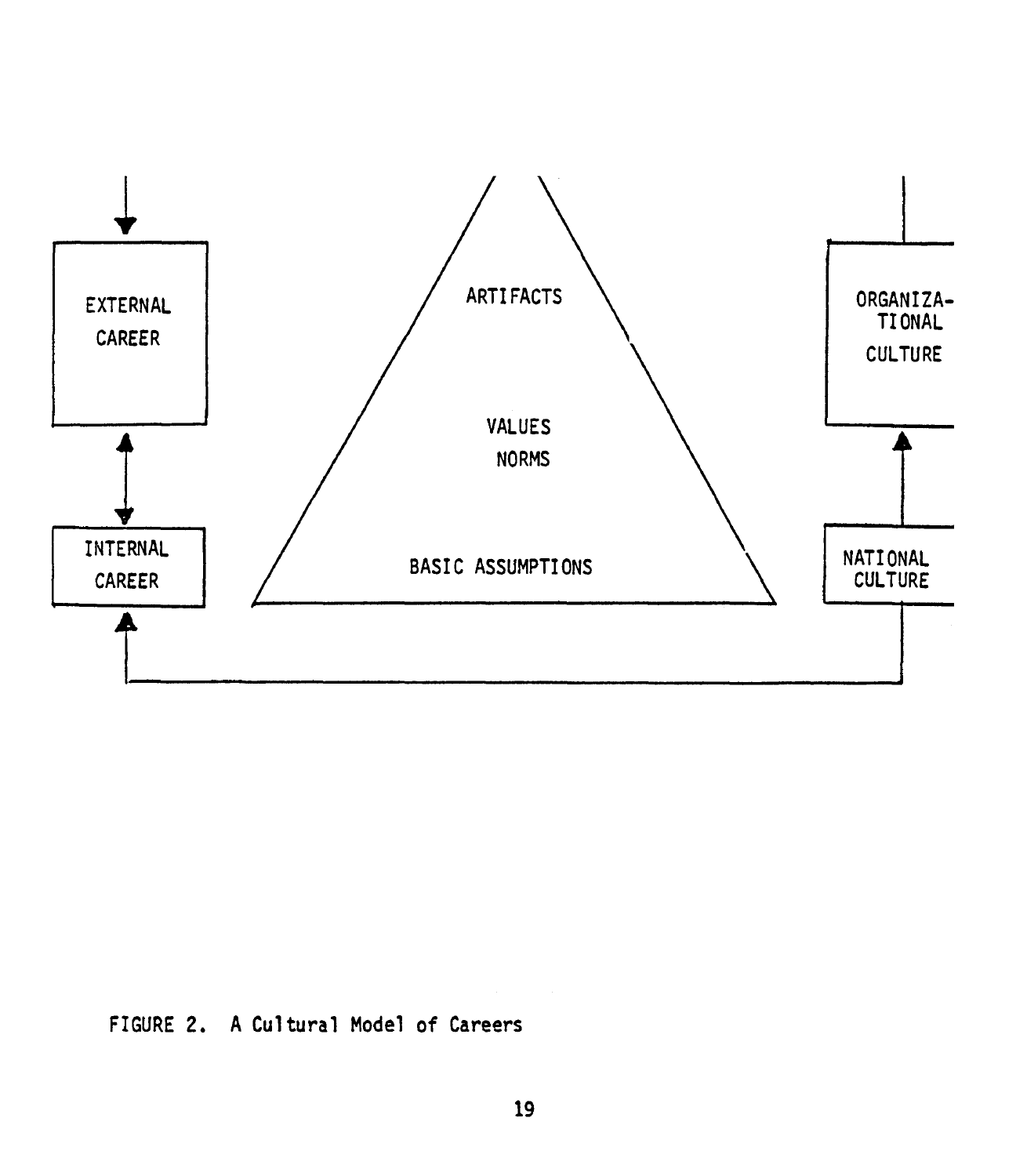EXTERNAL CAREER

ARTIFACTS

VALUES
NORMS

BASIC ASSUMPTIONS

ORGANIZATIONAL CULTURE

INTERNAL CAREER

NATIONAL CULTURE

FIGURE 2. A Cultural Model of Careers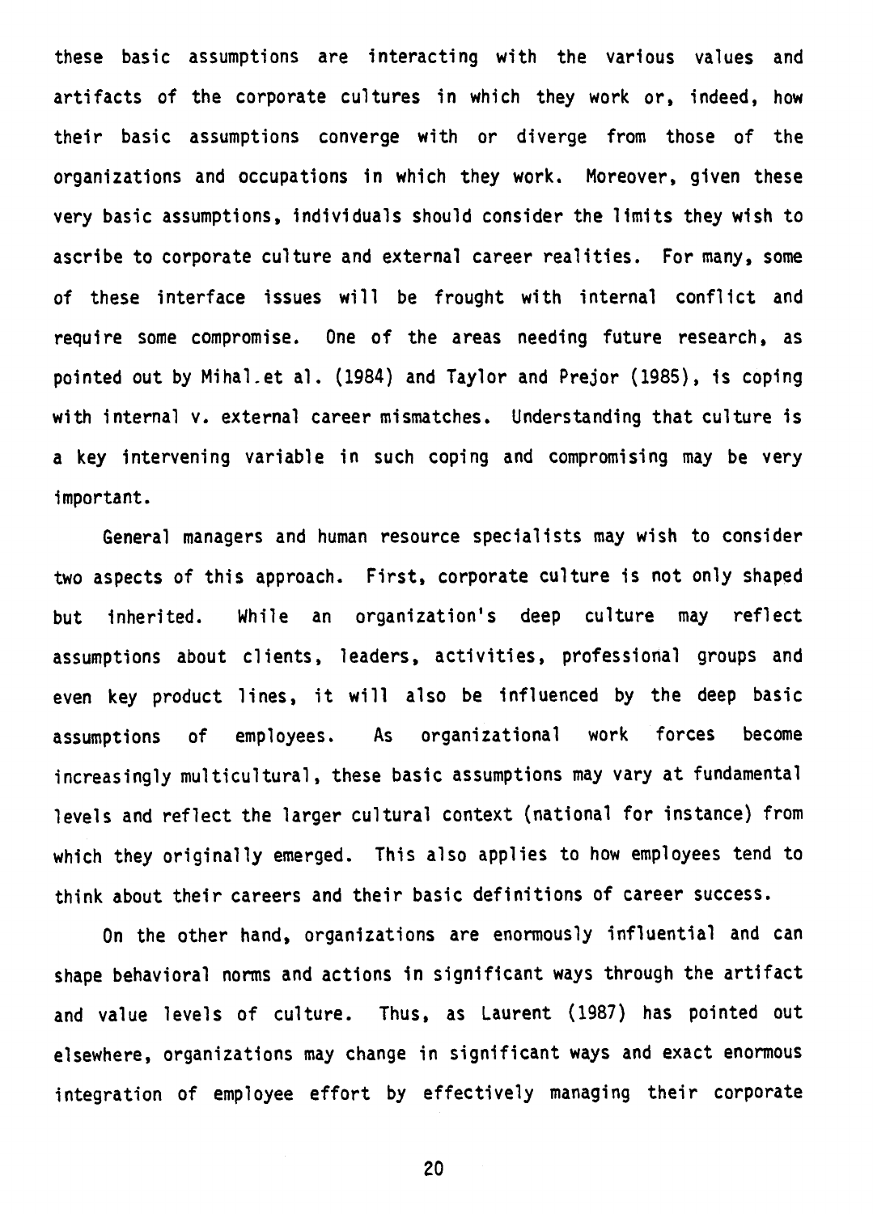these basic assumptions are interacting with the various values and artifacts of the corporate cultures in which they work or, indeed, how their basic assumptions converge with or diverge from those of the organizations and occupations in which they work. Moreover, given these very basic assumptions, individuals should consider the limits they wish to ascribe to corporate culture and external career realities. For many, some of these interface issues will be frought with internal conflict and require some compromise. One of the areas needing future research, as pointed out by Mihal et al. (1984) and Taylor and Prejor (1985), is coping with internal v. external career mismatches. Understanding that culture is a key intervening variable in such coping and compromising may be very important.

General managers and human resource specialists may wish to consider two aspects of this approach. First, corporate culture is not only shaped but inherited. While an organization's deep culture may reflect assumptions about clients, leaders, activities, professional groups and even key product lines, it will also be influenced by the deep basic assumptions of employees. As organizational work forces become increasingly multicultural, these basic assumptions may vary at fundamental levels and reflect the larger cultural context (national for instance) from which they originally emerged. This also applies to how employees tend to think about their careers and their basic definitions of career success.

On the other hand, organizations are enormously influential and can shape behavioral norms and actions in significant ways through the artifact and value levels of culture. Thus, as Laurent (1987) has pointed out elsewhere, organizations may change in significant ways and exact enormous integration of employee effort by effectively managing their corporate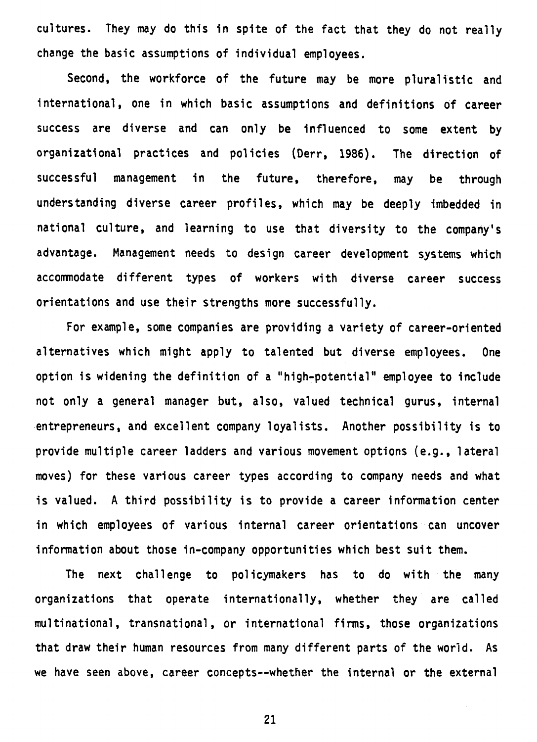cultures. They may do this in spite of the fact that they do not really change the basic assumptions of individual employees.

Second, the workforce of the future may be more pluralistic and international, one in which basic assumptions and definitions of career success are diverse and can only be influenced to some extent by organizational practices and policies (Derr, 1986). The direction of successful management in the future, therefore, may be through understanding diverse career profiles, which may be deeply imbedded in national culture, and learning to use that diversity to the company's advantage. Management needs to design career development systems which accommodate different types of workers with diverse career success orientations and use their strengths more successfully.

For example, some companies are providing a variety of career-oriented alternatives which might apply to talented but diverse employees. One option is widening the definition of a "high-potential" employee to include not only a general manager but, also, valued technical gurus, internal entrepreneurs, and excellent company loyalists. Another possibility is to provide multiple career ladders and various movement options (e.g., lateral moves) for these various career types according to company needs and what is valued. A third possibility is to provide a career information center in which employees of various internal career orientations can uncover information about those in-company opportunities which best suit them.

The next challenge to policymakers has to do with the many organizations that operate internationally, whether they are called multinational, transnational, or international firms, those organizations that draw their human resources from many different parts of the world. As we have seen above, career concepts--whether the internal or the external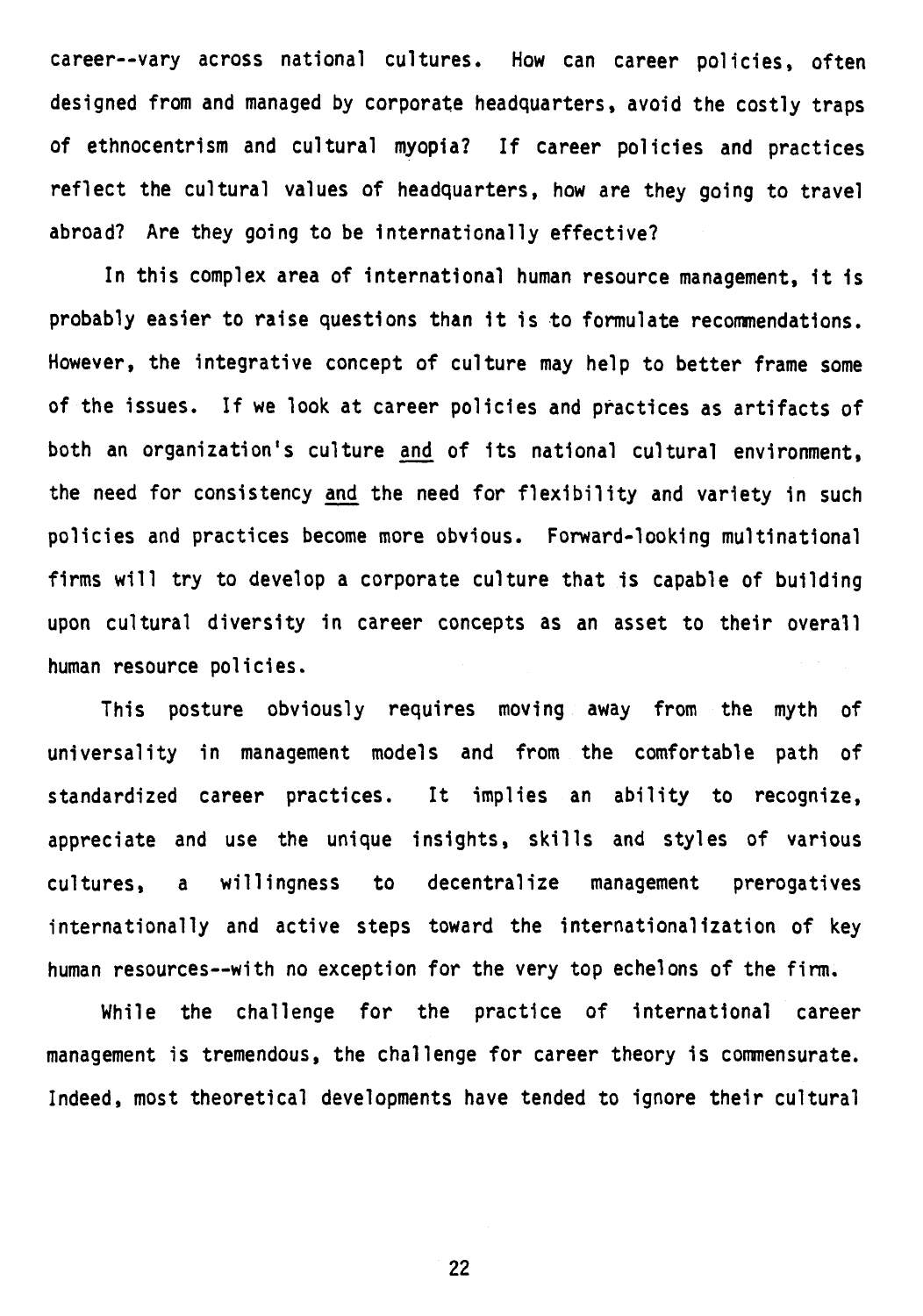career--vary across national cultures. How can career policies, often designed from and managed by corporate headquarters, avoid the costly traps of ethnocentrism and cultural myopia? If career policies and practices reflect the cultural values of headquarters, how are they going to travel abroad? Are they going to be internationally effective?

In this complex area of international human resource management, it is probably easier to raise questions than it is to formulate recommendations. However, the integrative concept of culture may help to better frame some of the issues. If we look at career policies and practices as artifacts of both an organization's culture <u>and</u> of its national cultural environment, the need for consistency <u>and</u> the need for flexibility and variety in such policies and practices become more obvious. Forward-looking multinational firms will try to develop a corporate culture that is capable of building upon cultural diversity in career concepts as an asset to their overall human resource policies.

This posture obviously requires moving away from the myth of universality in management models and from the comfortable path of standardized career practices. It implies an ability to recognize, appreciate and use the unique insights, skills and styles of various cultures, a willingness to decentralize management prerogatives internationally and active steps toward the internationalization of key human resources--with no exception for the very top echelons of the firm.

While the challenge for the practice of international career management is tremendous, the challenge for career theory is commensurate. Indeed, most theoretical developments have tended to ignore their cultural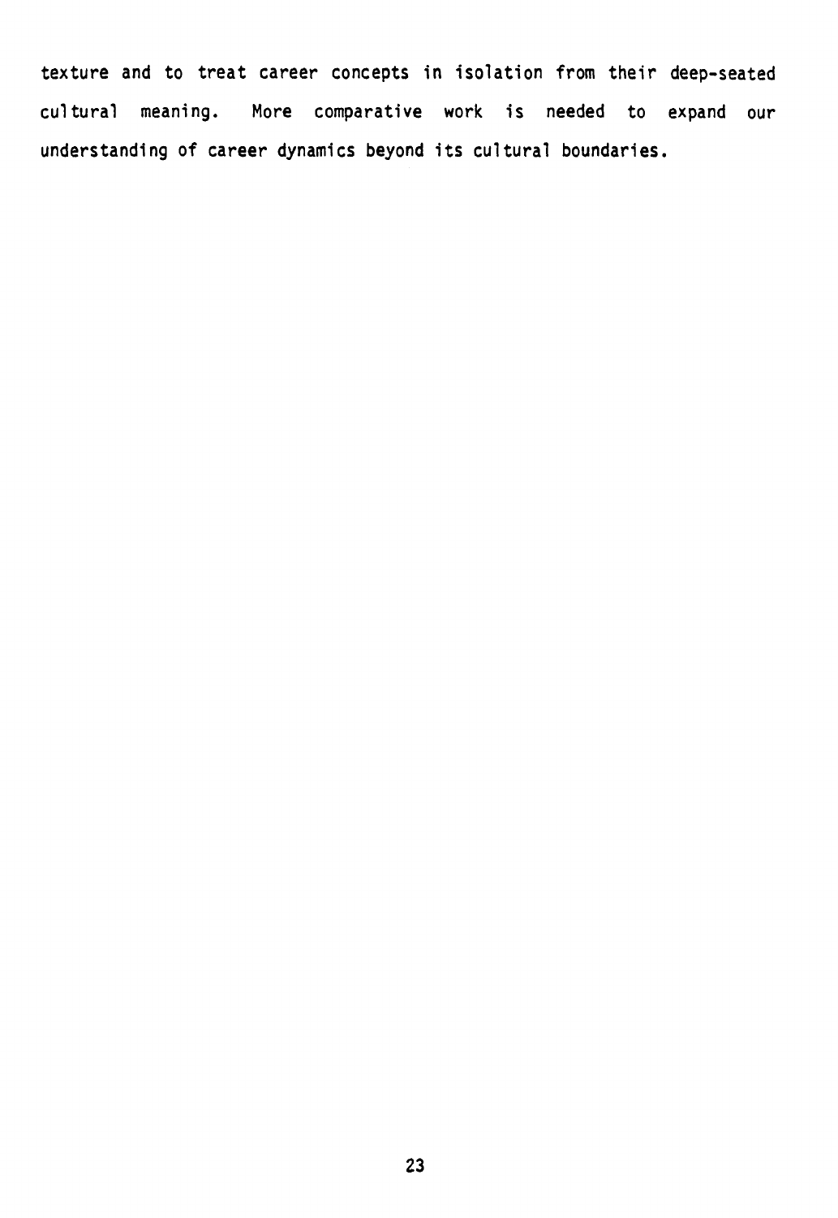texture and to treat career concepts in isolation from their deep-seated cultural meaning. More comparative work is needed to expand our understanding of career dynamics beyond its cultural boundaries.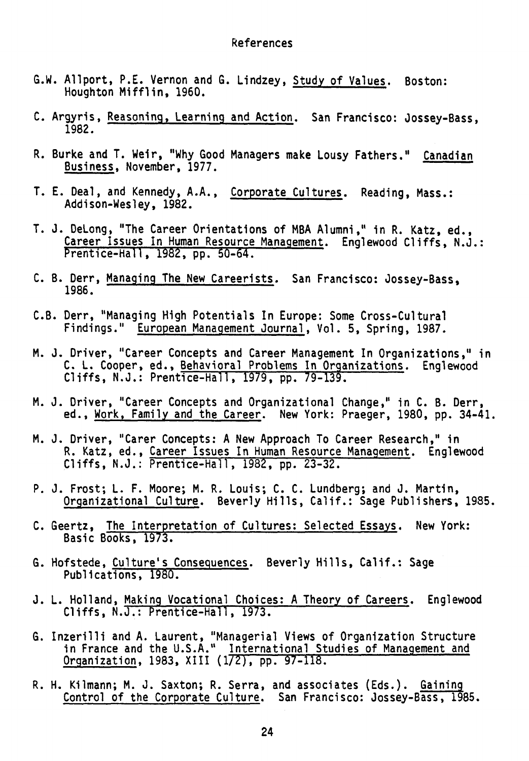## References

G.W. Allport, P.E. Vernon and G. Lindzey, Study of Values. Boston: Houghton Mifflin, 1960.

C. Argyris, Reasoning, Learning and Action. San Francisco: Jossey-Bass, 1982.

R. Burke and T. Weir, "Why Good Managers make Lousy Fathers." Canadian Business, November, 1977.

T. E. Deal, and Kennedy, A.A., Corporate Cultures. Reading, Mass.: Addison-Wesley, 1982.

T. J. DeLong, "The Career Orientations of MBA Alumni," in R. Katz, ed., Career Issues In Human Resource Management. Englewood Cliffs, N.J.: Prentice-Hall, 1982, pp. 50-64.

C. B. Derr, Managing The New Careerists. San Francisco: Jossey-Bass, 1986.

C.B. Derr, "Managing High Potentials In Europe: Some Cross-Cultural Findings." European Management Journal, Vol. 5, Spring, 1987.

M. J. Driver, "Career Concepts and Career Management In Organizations," in C. L. Cooper, ed., Behavioral Problems In Organizations. Englewood Cliffs, N.J.: Prentice-Hall, 1979, pp. 79-139.

M. J. Driver, "Career Concepts and Organizational Change," in C. B. Derr, ed., Work, Family and the Career. New York: Praeger, 1980, pp. 34-41.

M. J. Driver, "Carer Concepts: A New Approach To Career Research," in R. Katz, ed., Career Issues In Human Resource Management. Englewood Cliffs, N.J.: Prentice-Hall, 1982, pp. 23-32.

P. J. Frost; L. F. Moore; M. R. Louis; C. C. Lundberg; and J. Martin, Organizational Culture. Beverly Hills, Calif.: Sage Publishers, 1985.

C. Geertz, The Interpretation of Cultures: Selected Essays. New York: Basic Books, 1973.

G. Hofstede, Culture's Consequences. Beverly Hills, Calif.: Sage Publications, 1980.

J. L. Holland, Making Vocational Choices: A Theory of Careers. Englewood Cliffs, N.J.: Prentice-Hall, 1973.

G. Inzerilli and A. Laurent, "Managerial Views of Organization Structure in France and the U.S.A." International Studies of Management and Organization, 1983, XIII (1/2), pp. 97-118.

R. H. Kilmann; M. J. Saxton; R. Serra, and associates (Eds.). Gaining Control of the Corporate Culture. San Francisco: Jossey-Bass, 1985.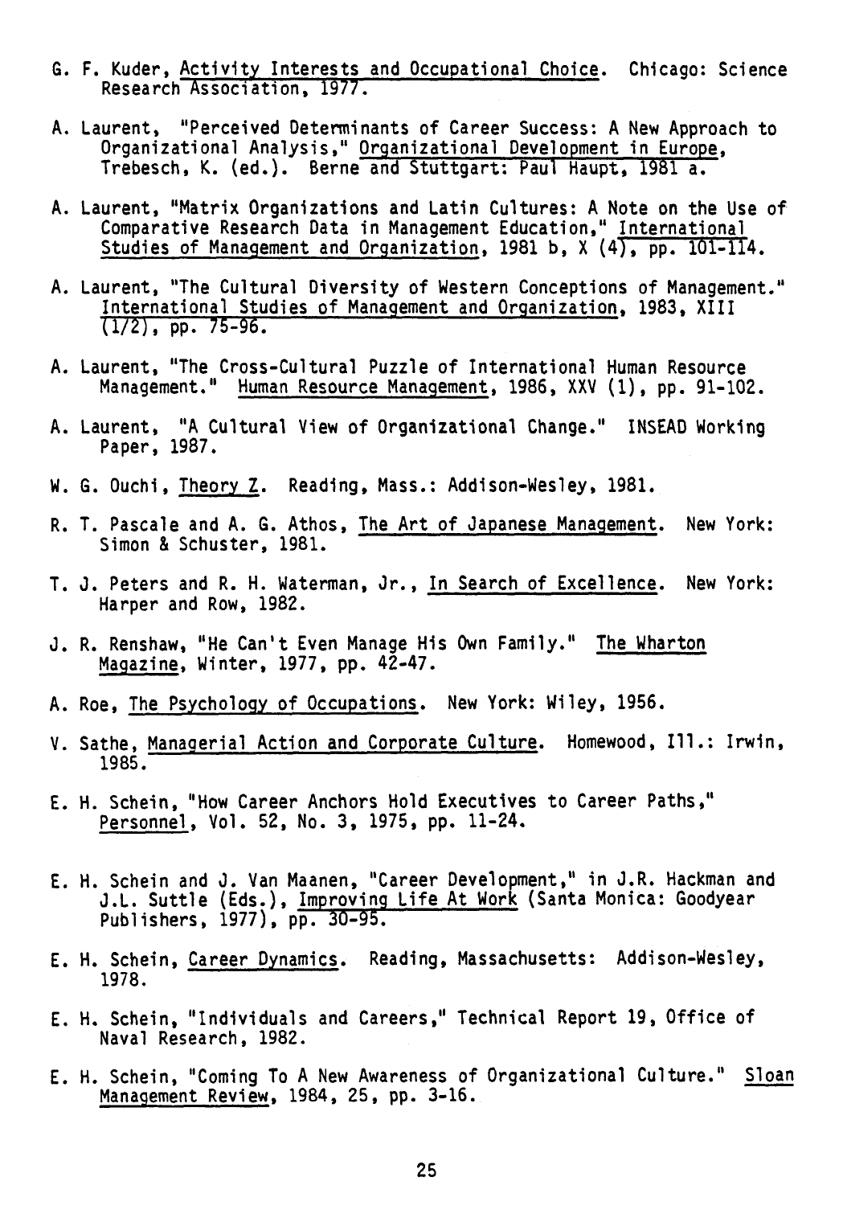G. F. Kuder, Activity Interests and Occupational Choice. Chicago: Science Research Association, 1977.

A. Laurent, "Perceived Determinants of Career Success: A New Approach to Organizational Analysis," Organizational Development in Europe, Trebesch, K. (ed.). Berne and Stuttgart: Paul Haupt, 1981 a.

A. Laurent, "Matrix Organizations and Latin Cultures: A Note on the Use of Comparative Research Data in Management Education," International Studies of Management and Organization, 1981 b, X (4), pp. 101-114.

A. Laurent, "The Cultural Diversity of Western Conceptions of Management." International Studies of Management and Organization, 1983, XIII (1/2), pp. 75-96.

A. Laurent, "The Cross-Cultural Puzzle of International Human Resource Management." Human Resource Management, 1986, XXV (1), pp. 91-102.

A. Laurent, "A Cultural View of Organizational Change." INSEAD Working Paper, 1987.

W. G. Ouchi, Theory Z. Reading, Mass.: Addison-Wesley, 1981.

R. T. Pascale and A. G. Athos, The Art of Japanese Management. New York: Simon & Schuster, 1981.

T. J. Peters and R. H. Waterman, Jr., In Search of Excellence. New York: Harper and Row, 1982.

J. R. Renshaw, "He Can't Even Manage His Own Family." The Wharton Magazine, Winter, 1977, pp. 42-47.

A. Roe, The Psychology of Occupations. New York: Wiley, 1956.

V. Sathe, Managerial Action and Corporate Culture. Homewood, Ill.: Irwin, 1985.

E. H. Schein, "How Career Anchors Hold Executives to Career Paths," Personnel, Vol. 52, No. 3, 1975, pp. 11-24.

E. H. Schein and J. Van Maanen, "Career Development," in J.R. Hackman and J.L. Suttle (Eds.), Improving Life At Work (Santa Monica: Goodyear Publishers, 1977), pp. 30-95.

E. H. Schein, Career Dynamics. Reading, Massachusetts: Addison-Wesley, 1978.

E. H. Schein, "Individuals and Careers," Technical Report 19, Office of Naval Research, 1982.

E. H. Schein, "Coming To A New Awareness of Organizational Culture." Sloan Management Review, 1984, 25, pp. 3-16.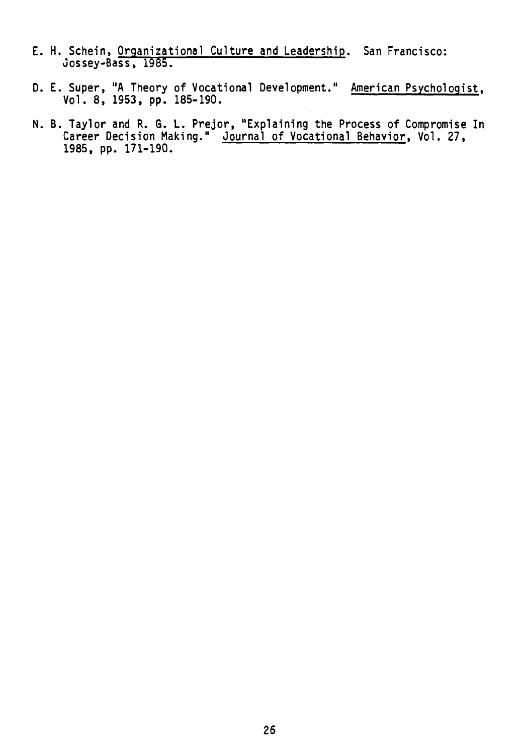E. H. Schein, Organizational Culture and Leadership. San Francisco: Jossey-Bass, 1985.

D. E. Super, "A Theory of Vocational Development." American Psychologist, Vol. 8, 1953, pp. 185-190.

N. B. Taylor and R. G. L. Prejor, "Explaining the Process of Compromise In Career Decision Making." Journal of Vocational Behavior, Vol. 27, 1985, pp. 171-190.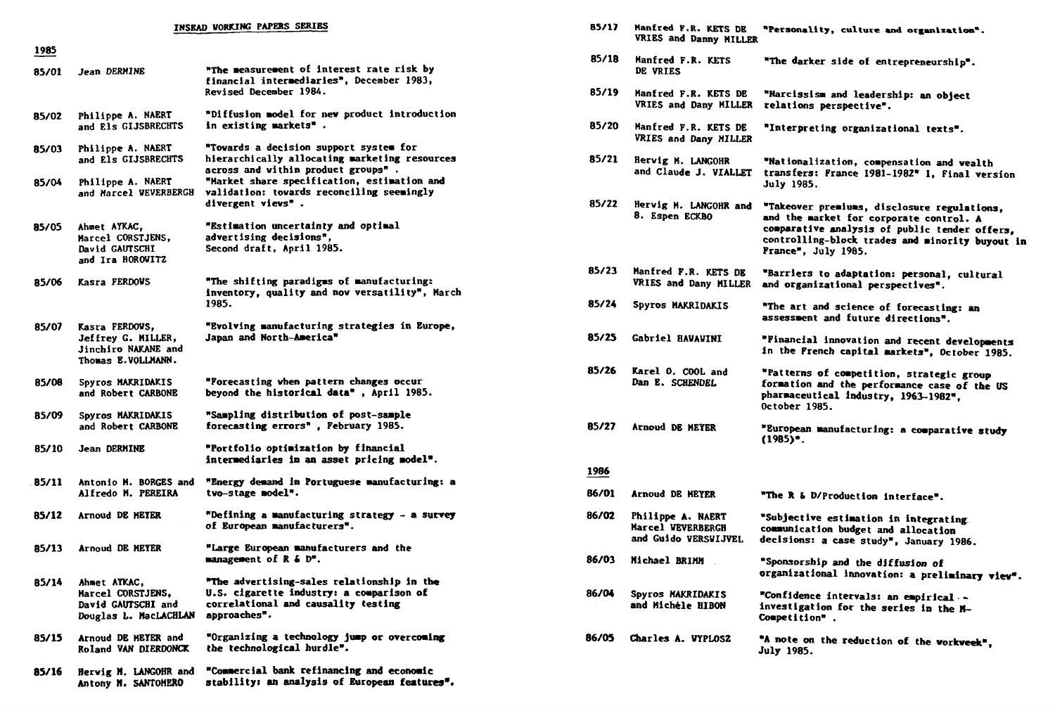## INSEAD WORKING PAPERS SERIES

### 1985

| | | |
|---|---|---|
| 85/01 | Jean DERMINE | "The measurement of interest rate risk by financial intermediaries", December 1983, Revised December 1984. |
| 85/02 | Philippe A. NAERT and Els GIJSBRECHTS | "Diffusion model for new product introduction in existing markets" . |
| 85/03 | Philippe A. NAERT and Els GIJSBRECHTS | "Towards a decision support system for hierarchically allocating marketing resources across and within product groups" . |
| 85/04 | Philippe A. NAERT and Marcel WEVERBERGH | "Market share specification, estimation and validation: towards reconciling seemingly divergent views" . |
| 85/05 | Ahmet AYKAC, Marcel CORSTJENS, David GAUTSCHI and Ira HOROWITZ | "Estimation uncertainty and optimal advertising decisions", Second draft, April 1985. |
| 85/06 | Kasra FERDOWS | "The shifting paradigms of manufacturing: inventory, quality and now versatility", March 1985. |
| 85/07 | Kasra FERDOWS, Jeffrey G. MILLER, Jinchiro NAKANE and Thomas E.VOLLMANN. | "Evolving manufacturing strategies in Europe, Japan and North-America" |
| 85/08 | Spyros MAKRIDAKIS and Robert CARBONE | "Forecasting when pattern changes occur beyond the historical data" , April 1985. |
| 85/09 | Spyros MAKRIDAKIS and Robert CARBONE | "Sampling distribution of post-sample forecasting errors" , February 1985. |
| 85/10 | Jean DERMINE | "Portfolio optimization by financial intermediaries in an asset pricing model". |
| 85/11 | Antonio M. BORGES and Alfredo M. PEREIRA | "Energy demand in Portuguese manufacturing: a two-stage model". |
| 85/12 | Arnoud DE MEYER | "Defining a manufacturing strategy - a survey of European manufacturers". |
| 85/13 | Arnoud DE MEYER | "Large European manufacturers and the management of R & D". |
| 85/14 | Ahmet AYKAC, Marcel CORSTJENS, David GAUTSCHI and Douglas L. MacLACHLAN | "The advertising-sales relationship in the U.S. cigarette industry: a comparison of correlational and causality testing approaches". |
| 85/15 | Arnoud DE MEYER and Roland VAN DIERDONCK | "Organizing a technology jump or overcoming the technological hurdle". |
| 85/16 | Herwig M. LANGOHR and Antony M. SANTOMERO | "Commercial bank refinancing and economic stability: an analysis of European features". |
| 85/17 | Manfred F.R. KETS DE VRIES and Danny MILLER | "Personality, culture and organization". |
| 85/18 | Manfred F.R. KETS DE VRIES | "The darker side of entrepreneurship". |
| 85/19 | Manfred F.R. KETS DE VRIES and Dany MILLER | "Narcissism and leadership: an object relations perspective". |
| 85/20 | Manfred F.R. KETS DE VRIES and Dany MILLER | "Interpreting organizational texts". |
| 85/21 | Herwig M. LANGOHR and Claude J. VIALLET | "Nationalization, compensation and wealth transfers: France 1981-1982" 1, Final version July 1985. |
| 85/22 | Herwig M. LANGOHR and B. Espen ECKBO | "Takeover premiums, disclosure regulations, and the market for corporate control. A comparative analysis of public tender offers, controlling-block trades and minority buyout in France", July 1985. |
| 85/23 | Manfred F.R. KETS DE VRIES and Dany MILLER | "Barriers to adaptation: personal, cultural and organizational perspectives". |
| 85/24 | Spyros MAKRIDAKIS | "The art and science of forecasting: an assessment and future directions". |
| 85/25 | Gabriel HAWAWINI | "Financial innovation and recent developments in the French capital markets", October 1985. |
| 85/26 | Karel O. COOL and Dan E. SCHENDEL | "Patterns of competition, strategic group formation and the performance case of the US pharmaceutical industry, 1963-1982", October 1985. |
| 85/27 | Arnoud DE MEYER | "European manufacturing: a comparative study (1985)". |

### 1986

| | | |
|---|---|---|
| 86/01 | Arnoud DE MEYER | "The R & D/Production interface". |
| 86/02 | Philippe A. NAERT Marcel WEVERBERGH and Guido VERSWIJVEL | "Subjective estimation in integrating communication budget and allocation decisions: a case study", January 1986. |
| 86/03 | Michael BRIMM | "Sponsorship and the diffusion of organizational innovation: a preliminary view". |
| 86/04 | Spyros MAKRIDAKIS and Michèle HIBON | "Confidence intervals: an empirical investigation for the series in the M-Competition" . |
| 86/05 | Charles A. WYPLOSZ | "A note on the reduction of the workweek", July 1985. |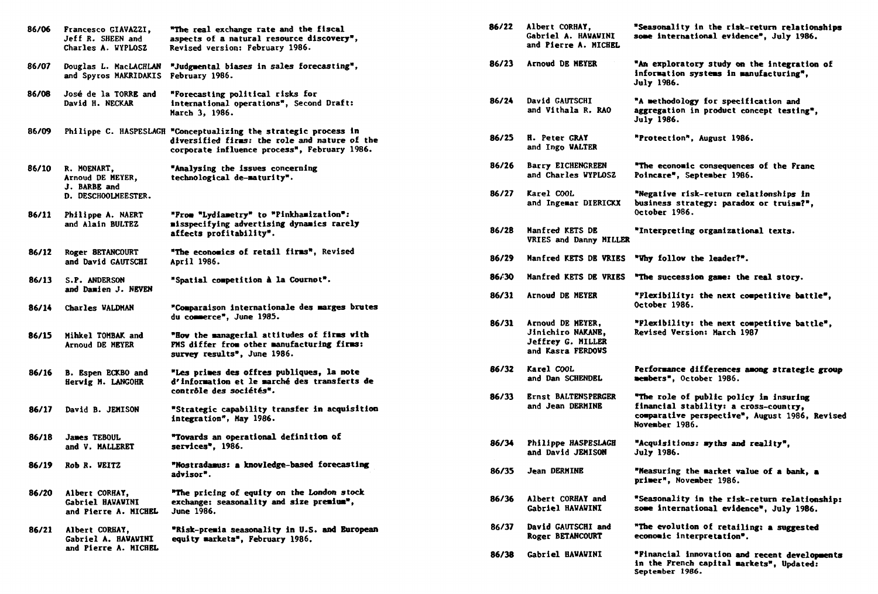| | | |
|---|---|---|
| 86/06 | Francesco GIAVAZZI, Jeff R. SHEEN and Charles A. WYPLOSZ | "The real exchange rate and the fiscal aspects of a natural resource discovery", Revised version: February 1986. |
| 86/07 | Douglas L. MacLACHLAN and Spyros MAKRIDAKIS | "Judgmental biases in sales forecasting", February 1986. |
| 86/08 | José de la TORRE and David H. NECKAR | "Forecasting political risks for international operations", Second Draft: March 3, 1986. |
| 86/09 | Philippe C. HASPESLAGH | "Conceptualizing the strategic process in diversified firms: the role and nature of the corporate influence process", February 1986. |
| 86/10 | R. MOENART, Arnoud DE MEYER, J. BARBE and D. DESCHOOLMEESTER. | "Analysing the issues concerning technological de-maturity". |
| 86/11 | Philippe A. NAERT and Alain BULTEZ | "From "Lydiametry" to "Pinkhamization": misspecifying advertising dynamics rarely affects profitability". |
| 86/12 | Roger BETANCOURT and David GAUTSCHI | "The economics of retail firms", Revised April 1986. |
| 86/13 | S.P. ANDERSON and Damien J. NEVEN | "Spatial competition à la Cournot". |
| 86/14 | Charles WALDMAN | "Comparaison internationale des marges brutes du commerce", June 1985. |
| 86/15 | Mihkel TOMBAK and Arnoud DE MEYER | "How the managerial attitudes of firms with FMS differ from other manufacturing firms: survey results", June 1986. |
| 86/16 | B. Espen ECKBO and Herwig M. LANGOHR | "Les primes des offres publiques, la note d'information et le marché des transferts de contrôle des sociétés". |
| 86/17 | David B. JEMISON | "Strategic capability transfer in acquisition integration", May 1986. |
| 86/18 | James TEBOUL and V. MALLERET | "Towards an operational definition of services", 1986. |
| 86/19 | Rob R. WEITZ | "Nostradamus: a knowledge-based forecasting advisor". |
| 86/20 | Albert CORHAY, Gabriel HAWAWINI and Pierre A. MICHEL | "The pricing of equity on the London stock exchange: seasonality and size premium", June 1986. |
| 86/21 | Albert CORHAY, Gabriel A. HAWAWINI and Pierre A. MICHEL | "Risk-premia seasonality in U.S. and European equity markets", February 1986. |
| 86/22 | Albert CORHAY, Gabriel A. HAWAWINI and Pierre A. MICHEL | "Seasonality in the risk-return relationships some international evidence", July 1986. |
| 86/23 | Arnoud DE MEYER | "An exploratory study on the integration of information systems in manufacturing", July 1986. |
| 86/24 | David GAUTSCHI and Vithala R. RAO | "A methodology for specification and aggregation in product concept testing", July 1986. |
| 86/25 | H. Peter GRAY and Ingo WALTER | "Protection", August 1986. |
| 86/26 | Barry EICHENGREEN and Charles WYPLOSZ | "The economic consequences of the Franc Poincare", September 1986. |
| 86/27 | Karel COOL and Ingemar DIERICKX | "Negative risk-return relationships in business strategy: paradox or truism?", October 1986. |
| 86/28 | Manfred KETS DE VRIES and Danny MILLER | "Interpreting organizational texts. |
| 86/29 | Manfred KETS DE VRIES | "Why follow the leader?". |
| 86/30 | Manfred KETS DE VRIES | "The succession game: the real story. |
| 86/31 | Arnoud DE MEYER | "Flexibility: the next competitive battle", October 1986. |
| 86/31 | Arnoud DE MEYER, Jinichiro NAKANE, Jeffrey G. MILLER and Kasra FERDOWS | "Flexibility: the next competitive battle", Revised Version: March 1987 |
| 86/32 | Karel COOL and Dan SCHENDEL | Performance differences among strategic group members", October 1986. |
| 86/33 | Ernst BALTENSPERGER and Jean DERMINE | "The role of public policy in insuring financial stability: a cross-country, comparative perspective", August 1986, Revised November 1986. |
| 86/34 | Philippe HASPESLAGH and David JEMISON | "Acquisitions: myths and reality", July 1986. |
| 86/35 | Jean DERMINE | "Measuring the market value of a bank, a primer", November 1986. |
| 86/36 | Albert CORHAY and Gabriel HAWAWINI | "Seasonality in the risk-return relationship: some international evidence", July 1986. |
| 86/37 | David GAUTSCHI and Roger BETANCOURT | "The evolution of retailing: a suggested economic interpretation". |
| 86/38 | Gabriel HAWAWINI | "Financial innovation and recent developments in the French capital markets", Updated: September 1986. |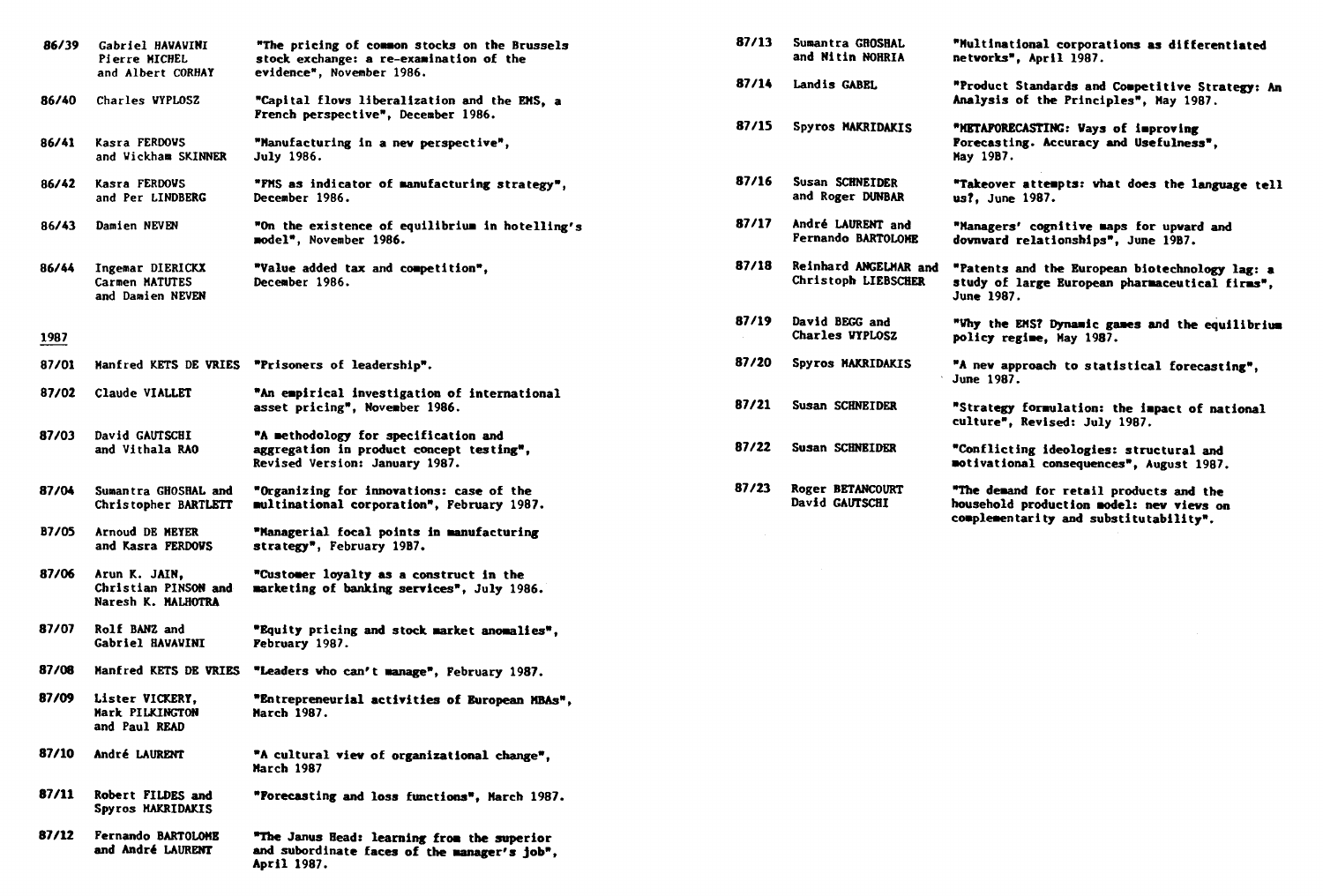86/39 Gabriel HAWAWINI, Pierre MICHEL and Albert CORHAY — "The pricing of common stocks on the Brussels stock exchange: a re-examination of the evidence", November 1986.

86/40 Charles WYPLOSZ — "Capital flows liberalization and the EMS, a French perspective", December 1986.

86/41 Kasra FERDOWS and Wickham SKINNER — "Manufacturing in a new perspective", July 1986.

86/42 Kasra FERDOWS and Per LINDBERG — "FMS as indicator of manufacturing strategy", December 1986.

86/43 Damien NEVEN — "On the existence of equilibrium in hotelling's model", November 1986.

86/44 Ingemar DIERICKX, Carmen MATUTES and Damien NEVEN — "Value added tax and competition", December 1986.

## 1987

87/01 Manfred KETS DE VRIES — "Prisoners of leadership".

87/02 Claude VIALLET — "An empirical investigation of international asset pricing", November 1986.

87/03 David GAUTSCHI and Vithala RAO — "A methodology for specification and aggregation in product concept testing", Revised Version: January 1987.

87/04 Sumantra GHOSHAL and Christopher BARTLETT — "Organizing for innovations: case of the multinational corporation", February 1987.

87/05 Arnoud DE MEYER and Kasra FERDOWS — "Managerial focal points in manufacturing strategy", February 1987.

87/06 Arun K. JAIN, Christian PINSON and Naresh K. MALHOTRA — "Customer loyalty as a construct in the marketing of banking services", July 1986.

87/07 Rolf BANZ and Gabriel HAWAWINI — "Equity pricing and stock market anomalies", February 1987.

87/08 Manfred KETS DE VRIES — "Leaders who can't manage", February 1987.

87/09 Lister VICKERY, Mark PILKINGTON and Paul READ — "Entrepreneurial activities of European MBAs", March 1987.

87/10 André LAURENT — "A cultural view of organizational change", March 1987

87/11 Robert FILDES and Spyros MAKRIDAKIS — "Forecasting and loss functions", March 1987.

87/12 Fernando BARTOLOME and André LAURENT — "The Janus Head: learning from the superior and subordinate faces of the manager's job", April 1987.

87/13 Sumantra GHOSHAL and Nitin NOHRIA — "Multinational corporations as differentiated networks", April 1987.

87/14 Landis GABEL — "Product Standards and Competitive Strategy: An Analysis of the Principles", May 1987.

87/15 Spyros MAKRIDAKIS — "METAFORECASTING: Ways of improving Forecasting. Accuracy and Usefulness", May 1987.

87/16 Susan SCHNEIDER and Roger DUNBAR — "Takeover attempts: what does the language tell us?, June 1987.

87/17 André LAURENT and Fernando BARTOLOME — "Managers' cognitive maps for upward and downward relationships", June 1987.

87/18 Reinhard ANGELMAR and Christoph LIEBSCHER — "Patents and the European biotechnology lag: a study of large European pharmaceutical firms", June 1987.

87/19 David BEGG and Charles WYPLOSZ — "Why the EMS? Dynamic games and the equilibrium policy regime, May 1987.

87/20 Spyros MAKRIDAKIS — "A new approach to statistical forecasting", June 1987.

87/21 Susan SCHNEIDER — "Strategy formulation: the impact of national culture", Revised: July 1987.

87/22 Susan SCHNEIDER — "Conflicting ideologies: structural and motivational consequences", August 1987.

87/23 Roger BETANCOURT, David GAUTSCHI — "The demand for retail products and the household production model: new views on complementarity and substitutability".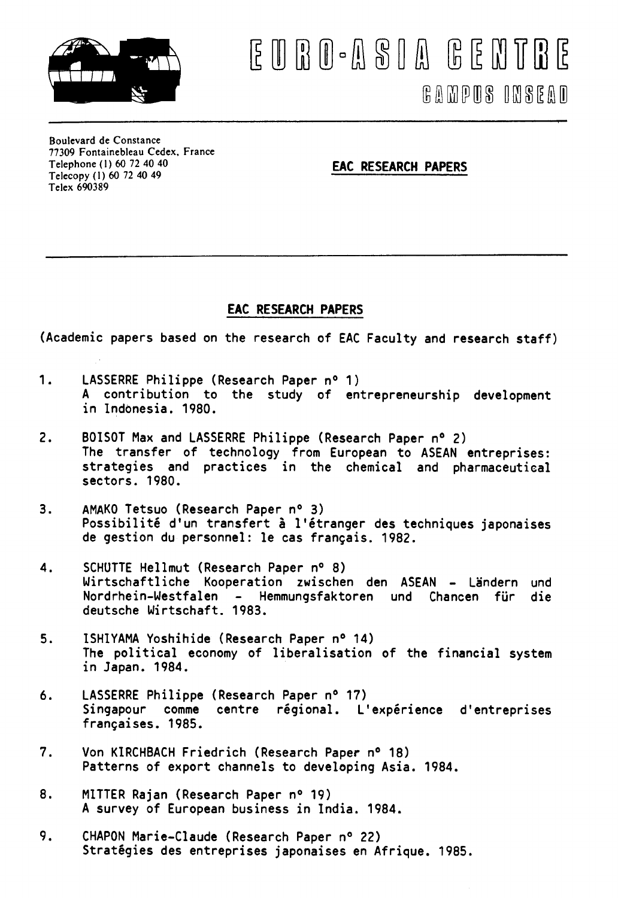# EURO-ASIA CENTRE

CAMPUS INSEAD

Boulevard de Constance
77309 Fontainebleau Cedex, France
Telephone (1) 60 72 40 40
Telecopy (1) 60 72 40 49
Telex 690389

**EAC RESEARCH PAPERS**

## EAC RESEARCH PAPERS

(Academic papers based on the research of EAC Faculty and research staff)

1. LASSERRE Philippe (Research Paper n° 1)
   A contribution to the study of entrepreneurship development in Indonesia. 1980.

2. BOISOT Max and LASSERRE Philippe (Research Paper n° 2)
   The transfer of technology from European to ASEAN entreprises: strategies and practices in the chemical and pharmaceutical sectors. 1980.

3. AMAKO Tetsuo (Research Paper n° 3)
   Possibilité d'un transfert à l'étranger des techniques japonaises de gestion du personnel: le cas français. 1982.

4. SCHUTTE Hellmut (Research Paper n° 8)
   Wirtschaftliche Kooperation zwischen den ASEAN - Ländern und Nordrhein-Westfalen - Hemmungsfaktoren und Chancen für die deutsche Wirtschaft. 1983.

5. ISHIYAMA Yoshihide (Research Paper n° 14)
   The political economy of liberalisation of the financial system in Japan. 1984.

6. LASSERRE Philippe (Research Paper n° 17)
   Singapour comme centre régional. L'expérience d'entreprises françaises. 1985.

7. Von KIRCHBACH Friedrich (Research Paper n° 18)
   Patterns of export channels to developing Asia. 1984.

8. MITTER Rajan (Research Paper n° 19)
   A survey of European business in India. 1984.

9. CHAPON Marie-Claude (Research Paper n° 22)
   Stratégies des entreprises japonaises en Afrique. 1985.